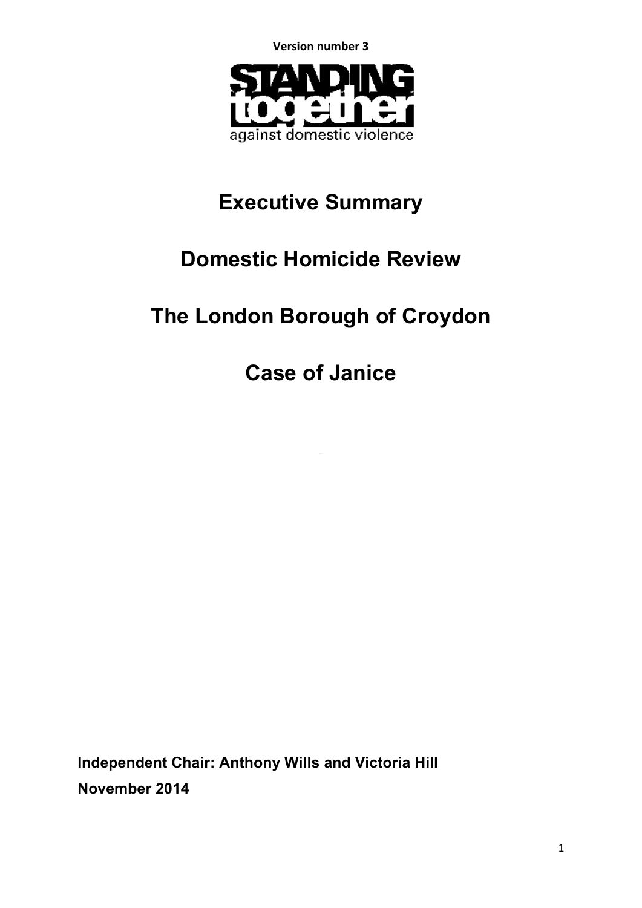Version number 3

STANDING together against domestic violence

# Executive Summary

# Domestic Homicide Review

# The London Borough of Croydon

# Case of Janice

**Independent Chair: Anthony Wills and Victoria Hill**

**November 2014**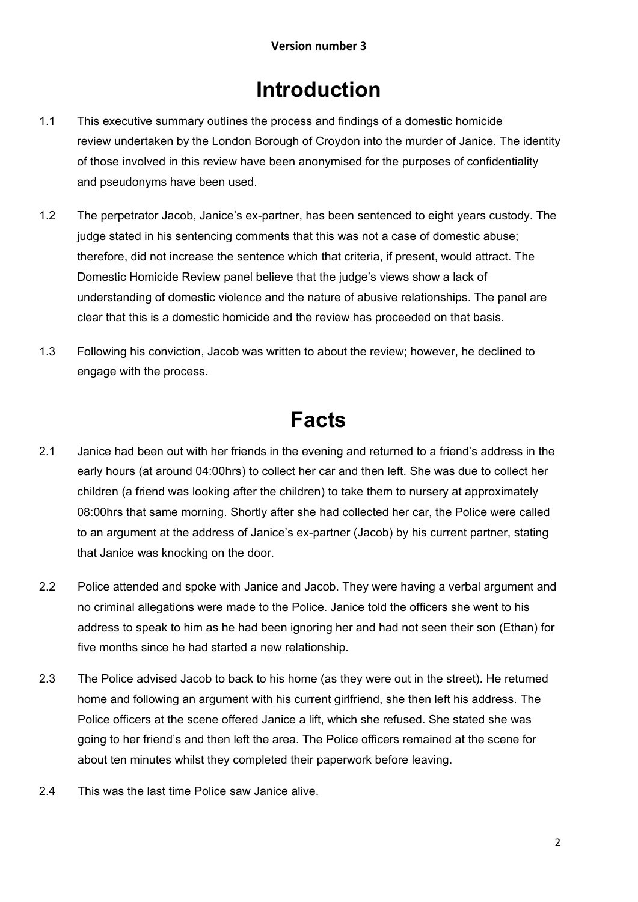**Version number 3**

# Introduction

1.1 This executive summary outlines the process and findings of a domestic homicide review undertaken by the London Borough of Croydon into the murder of Janice. The identity of those involved in this review have been anonymised for the purposes of confidentiality and pseudonyms have been used.

1.2 The perpetrator Jacob, Janice's ex-partner, has been sentenced to eight years custody. The judge stated in his sentencing comments that this was not a case of domestic abuse; therefore, did not increase the sentence which that criteria, if present, would attract. The Domestic Homicide Review panel believe that the judge's views show a lack of understanding of domestic violence and the nature of abusive relationships. The panel are clear that this is a domestic homicide and the review has proceeded on that basis.

1.3 Following his conviction, Jacob was written to about the review; however, he declined to engage with the process.

# Facts

2.1 Janice had been out with her friends in the evening and returned to a friend's address in the early hours (at around 04:00hrs) to collect her car and then left. She was due to collect her children (a friend was looking after the children) to take them to nursery at approximately 08:00hrs that same morning. Shortly after she had collected her car, the Police were called to an argument at the address of Janice's ex-partner (Jacob) by his current partner, stating that Janice was knocking on the door.

2.2 Police attended and spoke with Janice and Jacob. They were having a verbal argument and no criminal allegations were made to the Police. Janice told the officers she went to his address to speak to him as he had been ignoring her and had not seen their son (Ethan) for five months since he had started a new relationship.

2.3 The Police advised Jacob to back to his home (as they were out in the street). He returned home and following an argument with his current girlfriend, she then left his address. The Police officers at the scene offered Janice a lift, which she refused. She stated she was going to her friend's and then left the area. The Police officers remained at the scene for about ten minutes whilst they completed their paperwork before leaving.

2.4 This was the last time Police saw Janice alive.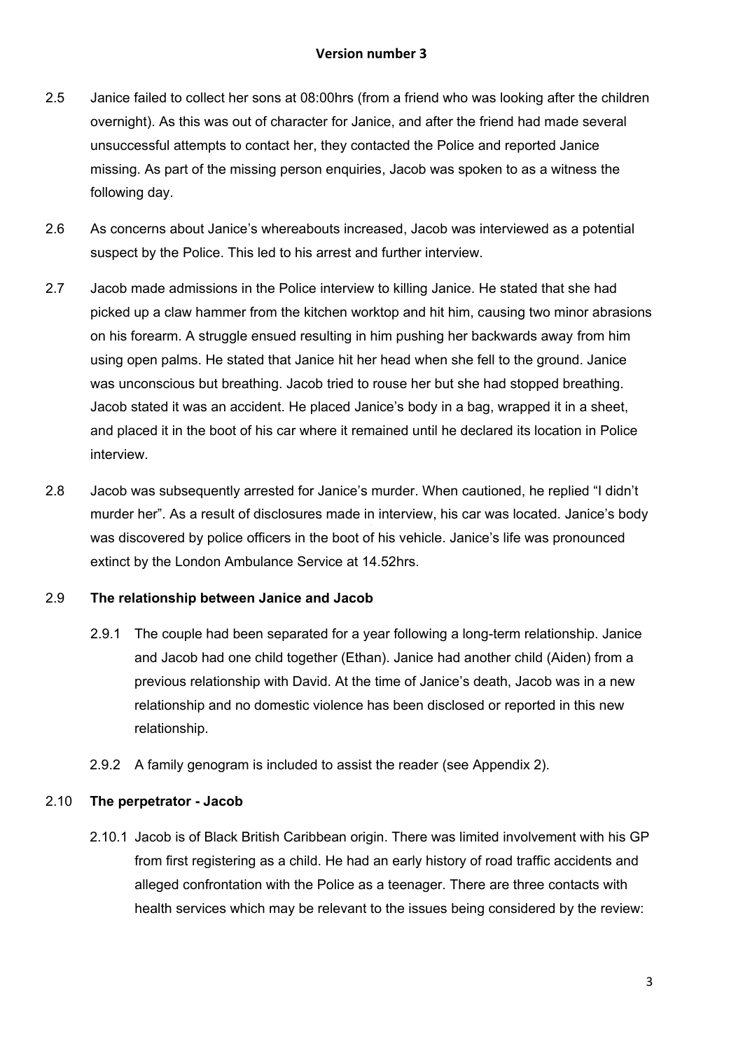2.5 Janice failed to collect her sons at 08:00hrs (from a friend who was looking after the children overnight). As this was out of character for Janice, and after the friend had made several unsuccessful attempts to contact her, they contacted the Police and reported Janice missing. As part of the missing person enquiries, Jacob was spoken to as a witness the following day.

2.6 As concerns about Janice's whereabouts increased, Jacob was interviewed as a potential suspect by the Police. This led to his arrest and further interview.

2.7 Jacob made admissions in the Police interview to killing Janice. He stated that she had picked up a claw hammer from the kitchen worktop and hit him, causing two minor abrasions on his forearm. A struggle ensued resulting in him pushing her backwards away from him using open palms. He stated that Janice hit her head when she fell to the ground. Janice was unconscious but breathing. Jacob tried to rouse her but she had stopped breathing. Jacob stated it was an accident. He placed Janice's body in a bag, wrapped it in a sheet, and placed it in the boot of his car where it remained until he declared its location in Police interview.

2.8 Jacob was subsequently arrested for Janice's murder. When cautioned, he replied "I didn't murder her". As a result of disclosures made in interview, his car was located. Janice's body was discovered by police officers in the boot of his vehicle. Janice's life was pronounced extinct by the London Ambulance Service at 14.52hrs.

2.9 **The relationship between Janice and Jacob**

2.9.1 The couple had been separated for a year following a long-term relationship. Janice and Jacob had one child together (Ethan). Janice had another child (Aiden) from a previous relationship with David. At the time of Janice's death, Jacob was in a new relationship and no domestic violence has been disclosed or reported in this new relationship.

2.9.2 A family genogram is included to assist the reader (see Appendix 2).

2.10 **The perpetrator - Jacob**

2.10.1 Jacob is of Black British Caribbean origin. There was limited involvement with his GP from first registering as a child. He had an early history of road traffic accidents and alleged confrontation with the Police as a teenager. There are three contacts with health services which may be relevant to the issues being considered by the review: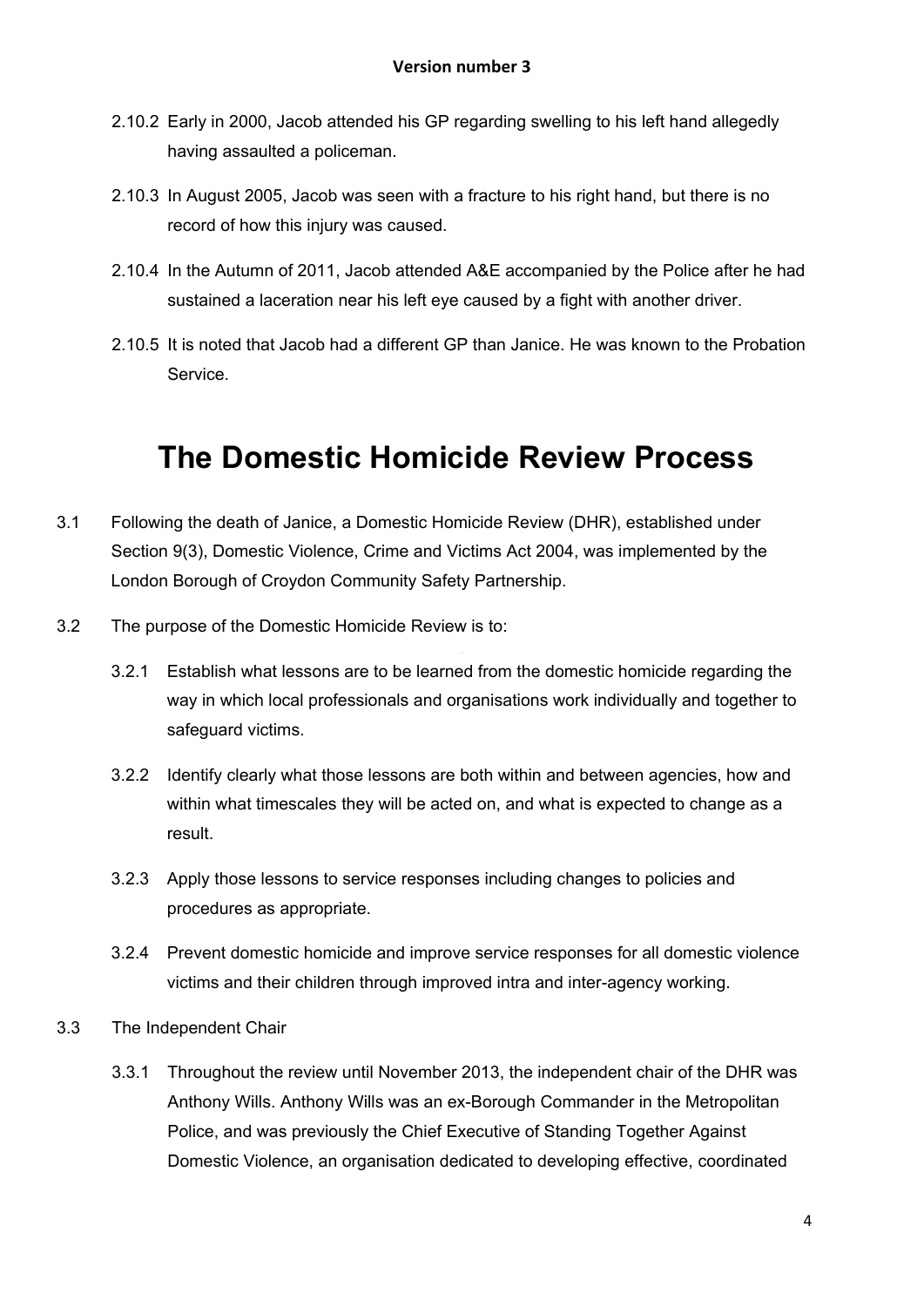2.10.2 Early in 2000, Jacob attended his GP regarding swelling to his left hand allegedly having assaulted a policeman.

2.10.3 In August 2005, Jacob was seen with a fracture to his right hand, but there is no record of how this injury was caused.

2.10.4 In the Autumn of 2011, Jacob attended A&E accompanied by the Police after he had sustained a laceration near his left eye caused by a fight with another driver.

2.10.5 It is noted that Jacob had a different GP than Janice. He was known to the Probation Service.

# The Domestic Homicide Review Process

3.1 Following the death of Janice, a Domestic Homicide Review (DHR), established under Section 9(3), Domestic Violence, Crime and Victims Act 2004, was implemented by the London Borough of Croydon Community Safety Partnership.

3.2 The purpose of the Domestic Homicide Review is to:

3.2.1 Establish what lessons are to be learned from the domestic homicide regarding the way in which local professionals and organisations work individually and together to safeguard victims.

3.2.2 Identify clearly what those lessons are both within and between agencies, how and within what timescales they will be acted on, and what is expected to change as a result.

3.2.3 Apply those lessons to service responses including changes to policies and procedures as appropriate.

3.2.4 Prevent domestic homicide and improve service responses for all domestic violence victims and their children through improved intra and inter-agency working.

3.3 The Independent Chair

3.3.1 Throughout the review until November 2013, the independent chair of the DHR was Anthony Wills. Anthony Wills was an ex-Borough Commander in the Metropolitan Police, and was previously the Chief Executive of Standing Together Against Domestic Violence, an organisation dedicated to developing effective, coordinated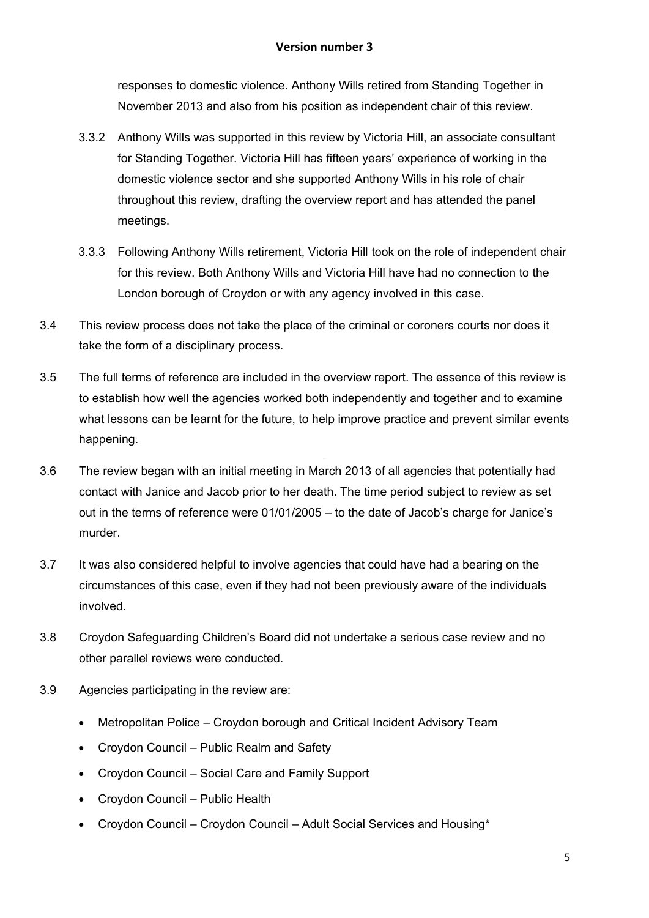responses to domestic violence. Anthony Wills retired from Standing Together in November 2013 and also from his position as independent chair of this review.

3.3.2 Anthony Wills was supported in this review by Victoria Hill, an associate consultant for Standing Together. Victoria Hill has fifteen years' experience of working in the domestic violence sector and she supported Anthony Wills in his role of chair throughout this review, drafting the overview report and has attended the panel meetings.

3.3.3 Following Anthony Wills retirement, Victoria Hill took on the role of independent chair for this review. Both Anthony Wills and Victoria Hill have had no connection to the London borough of Croydon or with any agency involved in this case.

3.4 This review process does not take the place of the criminal or coroners courts nor does it take the form of a disciplinary process.

3.5 The full terms of reference are included in the overview report. The essence of this review is to establish how well the agencies worked both independently and together and to examine what lessons can be learnt for the future, to help improve practice and prevent similar events happening.

3.6 The review began with an initial meeting in March 2013 of all agencies that potentially had contact with Janice and Jacob prior to her death. The time period subject to review as set out in the terms of reference were 01/01/2005 – to the date of Jacob's charge for Janice's murder.

3.7 It was also considered helpful to involve agencies that could have had a bearing on the circumstances of this case, even if they had not been previously aware of the individuals involved.

3.8 Croydon Safeguarding Children's Board did not undertake a serious case review and no other parallel reviews were conducted.

3.9 Agencies participating in the review are:

- Metropolitan Police – Croydon borough and Critical Incident Advisory Team
- Croydon Council – Public Realm and Safety
- Croydon Council – Social Care and Family Support
- Croydon Council – Public Health
- Croydon Council – Croydon Council – Adult Social Services and Housing*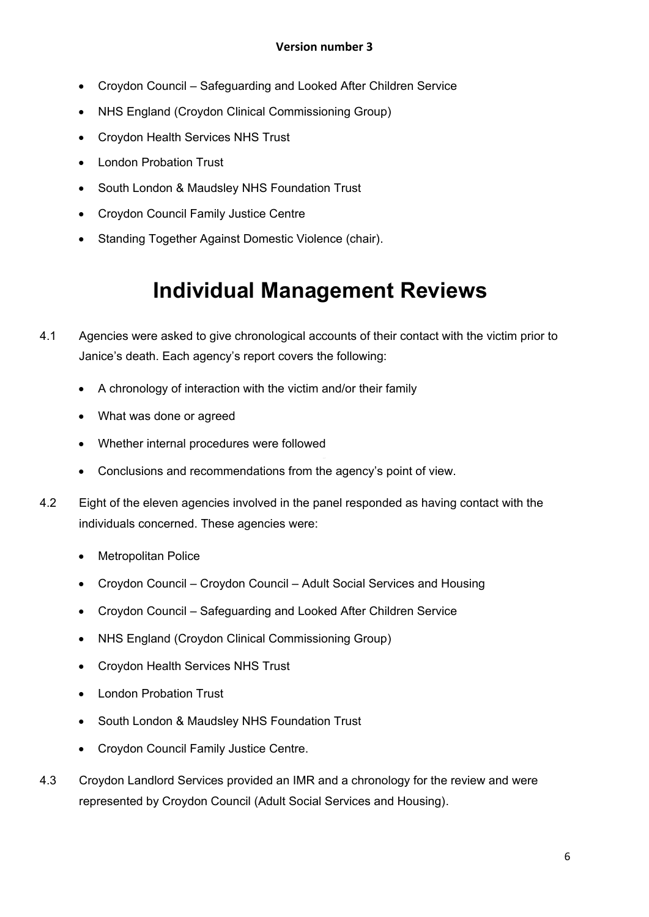- Croydon Council – Safeguarding and Looked After Children Service
- NHS England (Croydon Clinical Commissioning Group)
- Croydon Health Services NHS Trust
- London Probation Trust
- South London & Maudsley NHS Foundation Trust
- Croydon Council Family Justice Centre
- Standing Together Against Domestic Violence (chair).

# Individual Management Reviews

4.1 Agencies were asked to give chronological accounts of their contact with the victim prior to Janice's death. Each agency's report covers the following:

- A chronology of interaction with the victim and/or their family
- What was done or agreed
- Whether internal procedures were followed
- Conclusions and recommendations from the agency's point of view.

4.2 Eight of the eleven agencies involved in the panel responded as having contact with the individuals concerned. These agencies were:

- Metropolitan Police
- Croydon Council – Croydon Council – Adult Social Services and Housing
- Croydon Council – Safeguarding and Looked After Children Service
- NHS England (Croydon Clinical Commissioning Group)
- Croydon Health Services NHS Trust
- London Probation Trust
- South London & Maudsley NHS Foundation Trust
- Croydon Council Family Justice Centre.

4.3 Croydon Landlord Services provided an IMR and a chronology for the review and were represented by Croydon Council (Adult Social Services and Housing).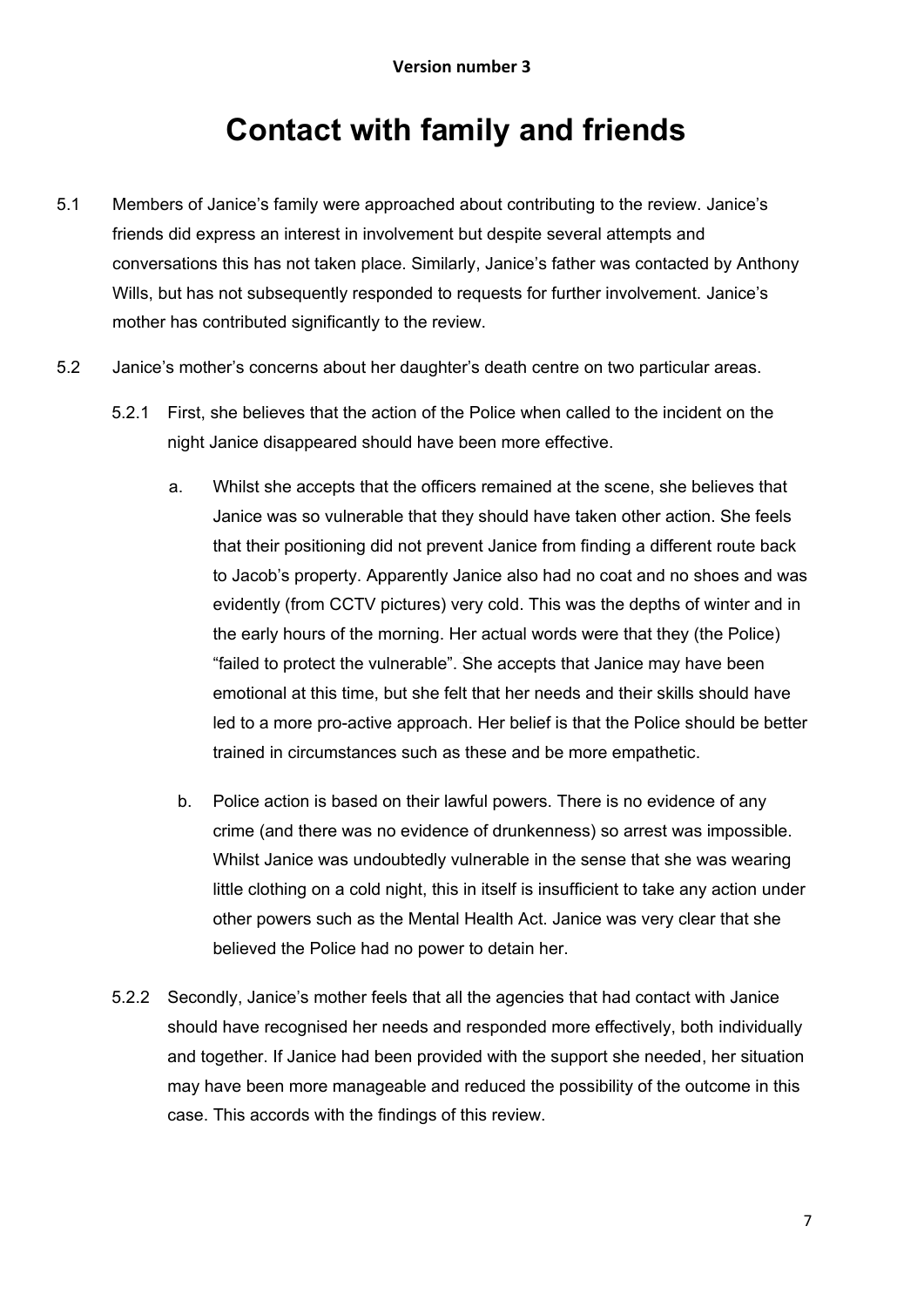# Contact with family and friends

5.1 Members of Janice's family were approached about contributing to the review. Janice's friends did express an interest in involvement but despite several attempts and conversations this has not taken place. Similarly, Janice's father was contacted by Anthony Wills, but has not subsequently responded to requests for further involvement. Janice's mother has contributed significantly to the review.

5.2 Janice's mother's concerns about her daughter's death centre on two particular areas.

5.2.1 First, she believes that the action of the Police when called to the incident on the night Janice disappeared should have been more effective.

a. Whilst she accepts that the officers remained at the scene, she believes that Janice was so vulnerable that they should have taken other action. She feels that their positioning did not prevent Janice from finding a different route back to Jacob's property. Apparently Janice also had no coat and no shoes and was evidently (from CCTV pictures) very cold. This was the depths of winter and in the early hours of the morning. Her actual words were that they (the Police) "failed to protect the vulnerable". She accepts that Janice may have been emotional at this time, but she felt that her needs and their skills should have led to a more pro-active approach. Her belief is that the Police should be better trained in circumstances such as these and be more empathetic.

b. Police action is based on their lawful powers. There is no evidence of any crime (and there was no evidence of drunkenness) so arrest was impossible. Whilst Janice was undoubtedly vulnerable in the sense that she was wearing little clothing on a cold night, this in itself is insufficient to take any action under other powers such as the Mental Health Act. Janice was very clear that she believed the Police had no power to detain her.

5.2.2 Secondly, Janice's mother feels that all the agencies that had contact with Janice should have recognised her needs and responded more effectively, both individually and together. If Janice had been provided with the support she needed, her situation may have been more manageable and reduced the possibility of the outcome in this case. This accords with the findings of this review.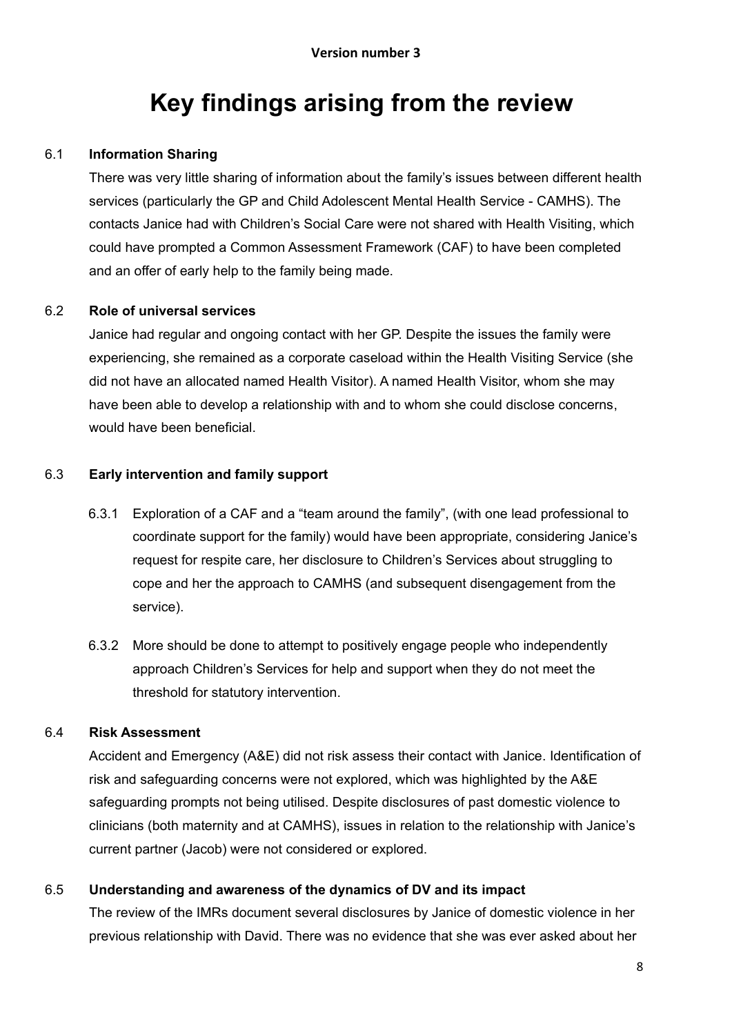# Key findings arising from the review

### 6.1 Information Sharing

There was very little sharing of information about the family's issues between different health services (particularly the GP and Child Adolescent Mental Health Service - CAMHS). The contacts Janice had with Children's Social Care were not shared with Health Visiting, which could have prompted a Common Assessment Framework (CAF) to have been completed and an offer of early help to the family being made.

### 6.2 Role of universal services

Janice had regular and ongoing contact with her GP. Despite the issues the family were experiencing, she remained as a corporate caseload within the Health Visiting Service (she did not have an allocated named Health Visitor). A named Health Visitor, whom she may have been able to develop a relationship with and to whom she could disclose concerns, would have been beneficial.

### 6.3 Early intervention and family support

6.3.1 Exploration of a CAF and a "team around the family", (with one lead professional to coordinate support for the family) would have been appropriate, considering Janice's request for respite care, her disclosure to Children's Services about struggling to cope and her the approach to CAMHS (and subsequent disengagement from the service).

6.3.2 More should be done to attempt to positively engage people who independently approach Children's Services for help and support when they do not meet the threshold for statutory intervention.

### 6.4 Risk Assessment

Accident and Emergency (A&E) did not risk assess their contact with Janice. Identification of risk and safeguarding concerns were not explored, which was highlighted by the A&E safeguarding prompts not being utilised. Despite disclosures of past domestic violence to clinicians (both maternity and at CAMHS), issues in relation to the relationship with Janice's current partner (Jacob) were not considered or explored.

### 6.5 Understanding and awareness of the dynamics of DV and its impact

The review of the IMRs document several disclosures by Janice of domestic violence in her previous relationship with David. There was no evidence that she was ever asked about her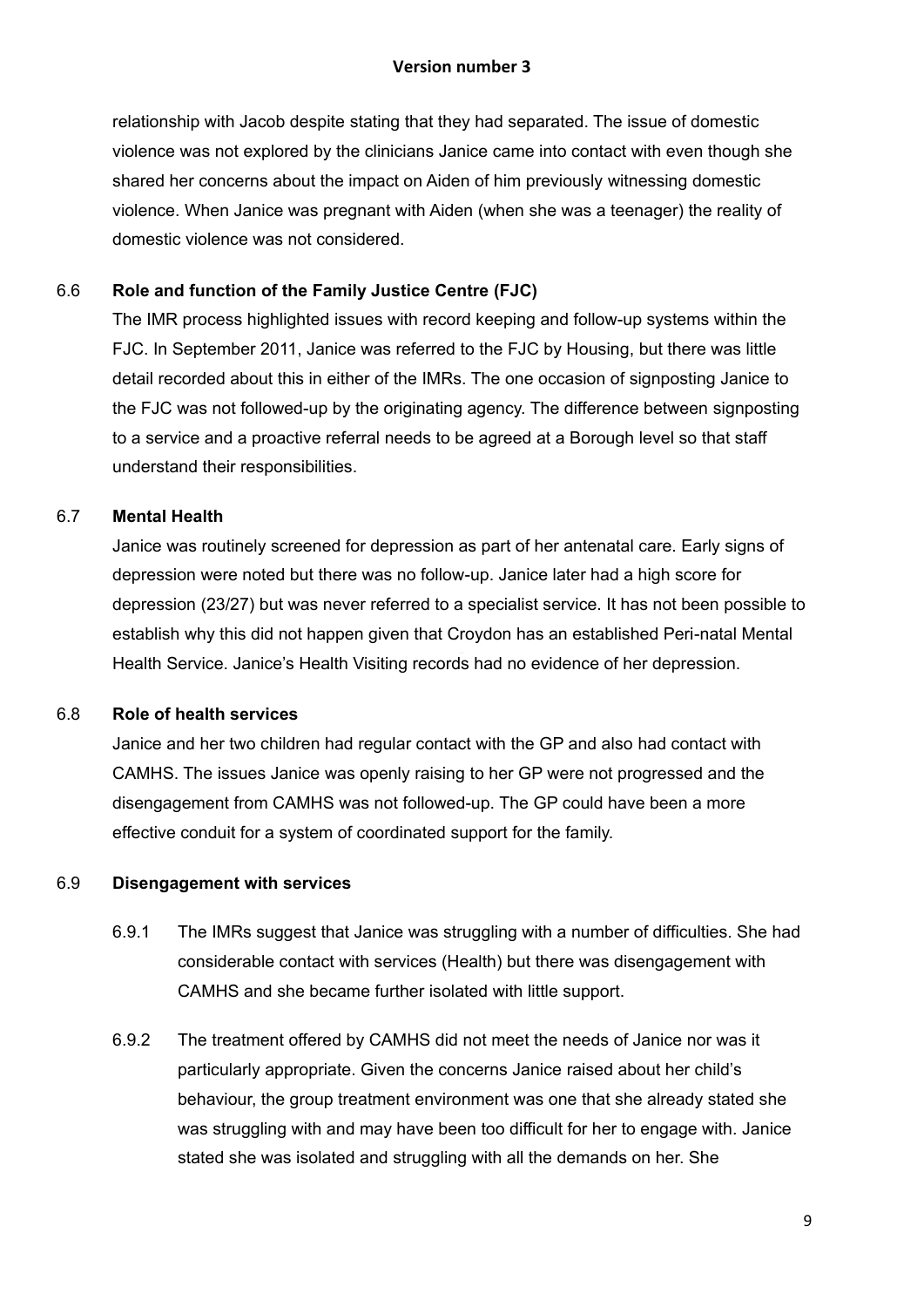relationship with Jacob despite stating that they had separated. The issue of domestic violence was not explored by the clinicians Janice came into contact with even though she shared her concerns about the impact on Aiden of him previously witnessing domestic violence. When Janice was pregnant with Aiden (when she was a teenager) the reality of domestic violence was not considered.

### 6.6 Role and function of the Family Justice Centre (FJC)

The IMR process highlighted issues with record keeping and follow-up systems within the FJC. In September 2011, Janice was referred to the FJC by Housing, but there was little detail recorded about this in either of the IMRs. The one occasion of signposting Janice to the FJC was not followed-up by the originating agency. The difference between signposting to a service and a proactive referral needs to be agreed at a Borough level so that staff understand their responsibilities.

### 6.7 Mental Health

Janice was routinely screened for depression as part of her antenatal care. Early signs of depression were noted but there was no follow-up. Janice later had a high score for depression (23/27) but was never referred to a specialist service. It has not been possible to establish why this did not happen given that Croydon has an established Peri-natal Mental Health Service. Janice's Health Visiting records had no evidence of her depression.

### 6.8 Role of health services

Janice and her two children had regular contact with the GP and also had contact with CAMHS. The issues Janice was openly raising to her GP were not progressed and the disengagement from CAMHS was not followed-up. The GP could have been a more effective conduit for a system of coordinated support for the family.

### 6.9 Disengagement with services

6.9.1 The IMRs suggest that Janice was struggling with a number of difficulties. She had considerable contact with services (Health) but there was disengagement with CAMHS and she became further isolated with little support.

6.9.2 The treatment offered by CAMHS did not meet the needs of Janice nor was it particularly appropriate. Given the concerns Janice raised about her child's behaviour, the group treatment environment was one that she already stated she was struggling with and may have been too difficult for her to engage with. Janice stated she was isolated and struggling with all the demands on her. She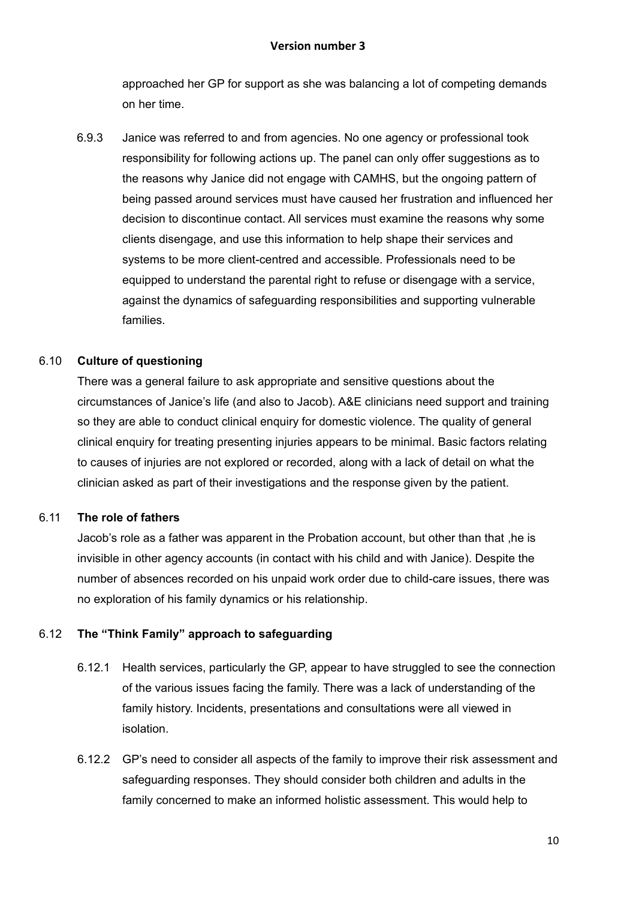approached her GP for support as she was balancing a lot of competing demands on her time.

6.9.3 Janice was referred to and from agencies. No one agency or professional took responsibility for following actions up. The panel can only offer suggestions as to the reasons why Janice did not engage with CAMHS, but the ongoing pattern of being passed around services must have caused her frustration and influenced her decision to discontinue contact. All services must examine the reasons why some clients disengage, and use this information to help shape their services and systems to be more client-centred and accessible. Professionals need to be equipped to understand the parental right to refuse or disengage with a service, against the dynamics of safeguarding responsibilities and supporting vulnerable families.

### 6.10 Culture of questioning

There was a general failure to ask appropriate and sensitive questions about the circumstances of Janice's life (and also to Jacob). A&E clinicians need support and training so they are able to conduct clinical enquiry for domestic violence. The quality of general clinical enquiry for treating presenting injuries appears to be minimal. Basic factors relating to causes of injuries are not explored or recorded, along with a lack of detail on what the clinician asked as part of their investigations and the response given by the patient.

### 6.11 The role of fathers

Jacob's role as a father was apparent in the Probation account, but other than that ,he is invisible in other agency accounts (in contact with his child and with Janice). Despite the number of absences recorded on his unpaid work order due to child-care issues, there was no exploration of his family dynamics or his relationship.

### 6.12 The "Think Family" approach to safeguarding

6.12.1 Health services, particularly the GP, appear to have struggled to see the connection of the various issues facing the family. There was a lack of understanding of the family history. Incidents, presentations and consultations were all viewed in isolation.

6.12.2 GP's need to consider all aspects of the family to improve their risk assessment and safeguarding responses. They should consider both children and adults in the family concerned to make an informed holistic assessment. This would help to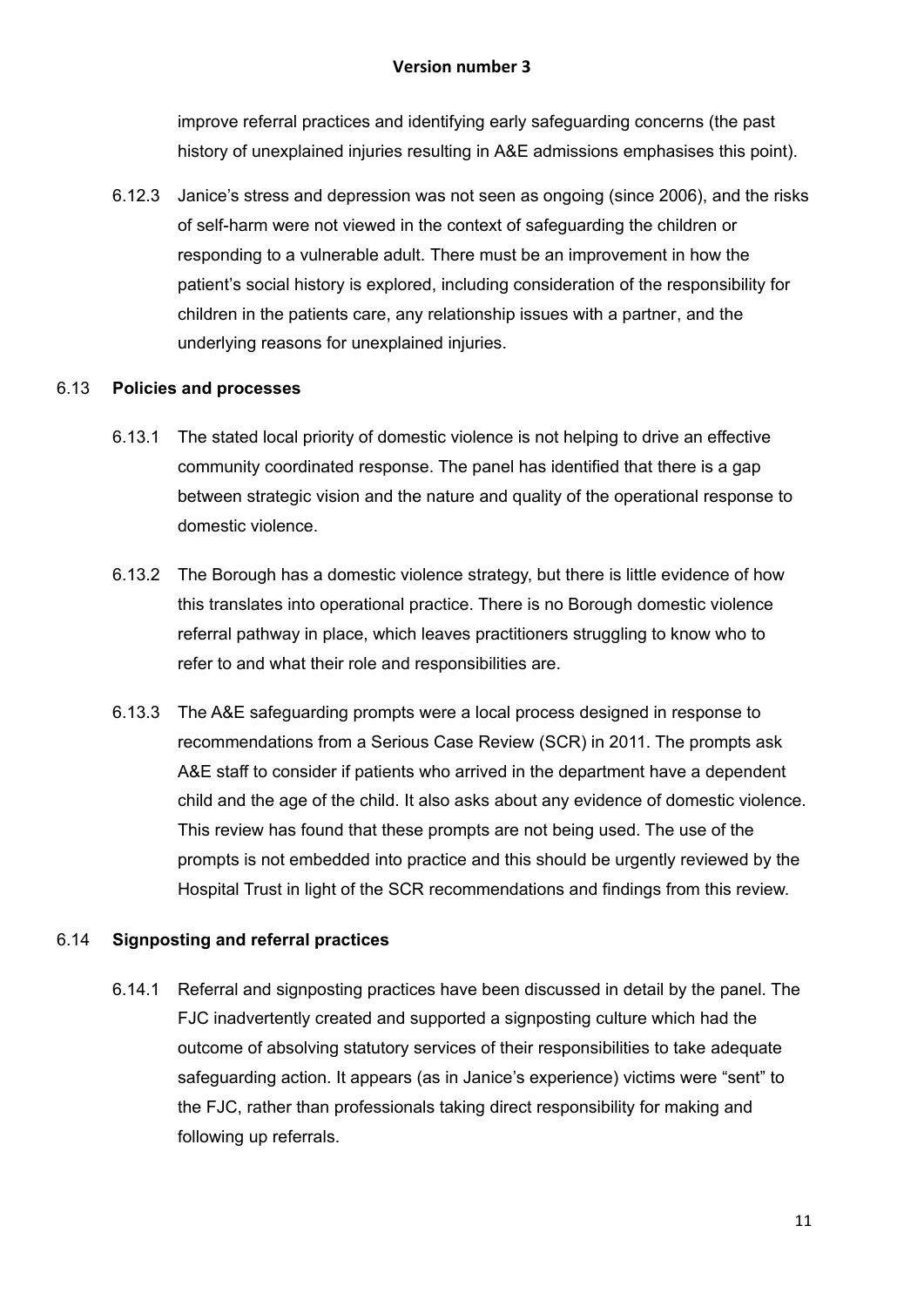improve referral practices and identifying early safeguarding concerns (the past history of unexplained injuries resulting in A&E admissions emphasises this point).

6.12.3 Janice's stress and depression was not seen as ongoing (since 2006), and the risks of self-harm were not viewed in the context of safeguarding the children or responding to a vulnerable adult. There must be an improvement in how the patient's social history is explored, including consideration of the responsibility for children in the patients care, any relationship issues with a partner, and the underlying reasons for unexplained injuries.

## 6.13 Policies and processes

6.13.1 The stated local priority of domestic violence is not helping to drive an effective community coordinated response. The panel has identified that there is a gap between strategic vision and the nature and quality of the operational response to domestic violence.

6.13.2 The Borough has a domestic violence strategy, but there is little evidence of how this translates into operational practice. There is no Borough domestic violence referral pathway in place, which leaves practitioners struggling to know who to refer to and what their role and responsibilities are.

6.13.3 The A&E safeguarding prompts were a local process designed in response to recommendations from a Serious Case Review (SCR) in 2011. The prompts ask A&E staff to consider if patients who arrived in the department have a dependent child and the age of the child. It also asks about any evidence of domestic violence. This review has found that these prompts are not being used. The use of the prompts is not embedded into practice and this should be urgently reviewed by the Hospital Trust in light of the SCR recommendations and findings from this review.

## 6.14 Signposting and referral practices

6.14.1 Referral and signposting practices have been discussed in detail by the panel. The FJC inadvertently created and supported a signposting culture which had the outcome of absolving statutory services of their responsibilities to take adequate safeguarding action. It appears (as in Janice's experience) victims were "sent" to the FJC, rather than professionals taking direct responsibility for making and following up referrals.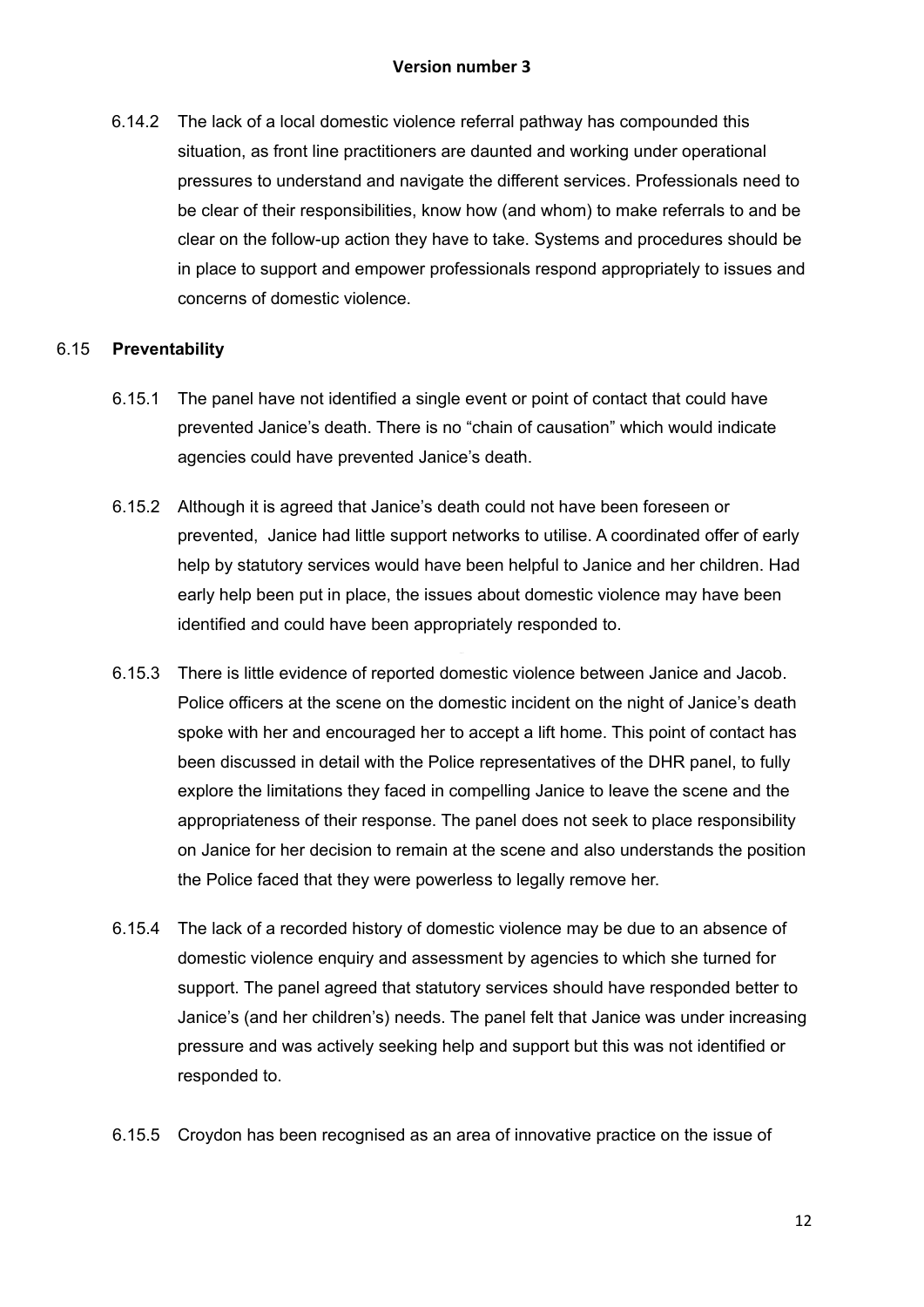6.14.2 The lack of a local domestic violence referral pathway has compounded this situation, as front line practitioners are daunted and working under operational pressures to understand and navigate the different services. Professionals need to be clear of their responsibilities, know how (and whom) to make referrals to and be clear on the follow-up action they have to take. Systems and procedures should be in place to support and empower professionals respond appropriately to issues and concerns of domestic violence.

### 6.15 **Preventability**

6.15.1 The panel have not identified a single event or point of contact that could have prevented Janice's death. There is no "chain of causation" which would indicate agencies could have prevented Janice's death.

6.15.2 Although it is agreed that Janice's death could not have been foreseen or prevented, Janice had little support networks to utilise. A coordinated offer of early help by statutory services would have been helpful to Janice and her children. Had early help been put in place, the issues about domestic violence may have been identified and could have been appropriately responded to.

6.15.3 There is little evidence of reported domestic violence between Janice and Jacob. Police officers at the scene on the domestic incident on the night of Janice's death spoke with her and encouraged her to accept a lift home. This point of contact has been discussed in detail with the Police representatives of the DHR panel, to fully explore the limitations they faced in compelling Janice to leave the scene and the appropriateness of their response. The panel does not seek to place responsibility on Janice for her decision to remain at the scene and also understands the position the Police faced that they were powerless to legally remove her.

6.15.4 The lack of a recorded history of domestic violence may be due to an absence of domestic violence enquiry and assessment by agencies to which she turned for support. The panel agreed that statutory services should have responded better to Janice's (and her children's) needs. The panel felt that Janice was under increasing pressure and was actively seeking help and support but this was not identified or responded to.

6.15.5 Croydon has been recognised as an area of innovative practice on the issue of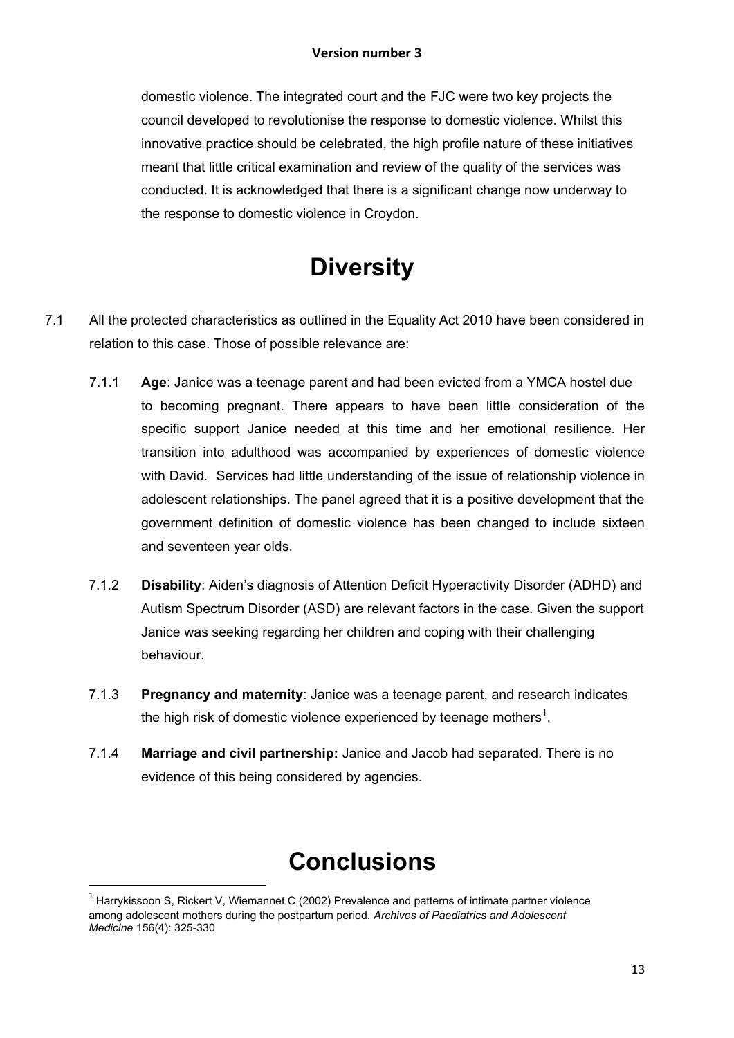domestic violence. The integrated court and the FJC were two key projects the council developed to revolutionise the response to domestic violence. Whilst this innovative practice should be celebrated, the high profile nature of these initiatives meant that little critical examination and review of the quality of the services was conducted. It is acknowledged that there is a significant change now underway to the response to domestic violence in Croydon.

# Diversity

7.1 All the protected characteristics as outlined in the Equality Act 2010 have been considered in relation to this case. Those of possible relevance are:

7.1.1 **Age**: Janice was a teenage parent and had been evicted from a YMCA hostel due to becoming pregnant. There appears to have been little consideration of the specific support Janice needed at this time and her emotional resilience. Her transition into adulthood was accompanied by experiences of domestic violence with David. Services had little understanding of the issue of relationship violence in adolescent relationships. The panel agreed that it is a positive development that the government definition of domestic violence has been changed to include sixteen and seventeen year olds.

7.1.2 **Disability**: Aiden's diagnosis of Attention Deficit Hyperactivity Disorder (ADHD) and Autism Spectrum Disorder (ASD) are relevant factors in the case. Given the support Janice was seeking regarding her children and coping with their challenging behaviour.

7.1.3 **Pregnancy and maternity**: Janice was a teenage parent, and research indicates the high risk of domestic violence experienced by teenage mothers[1].

7.1.4 **Marriage and civil partnership:** Janice and Jacob had separated. There is no evidence of this being considered by agencies.

# Conclusions

[1] Harrykissoon S, Rickert V, Wiemannet C (2002) Prevalence and patterns of intimate partner violence among adolescent mothers during the postpartum period. *Archives of Paediatrics and Adolescent Medicine* 156(4): 325-330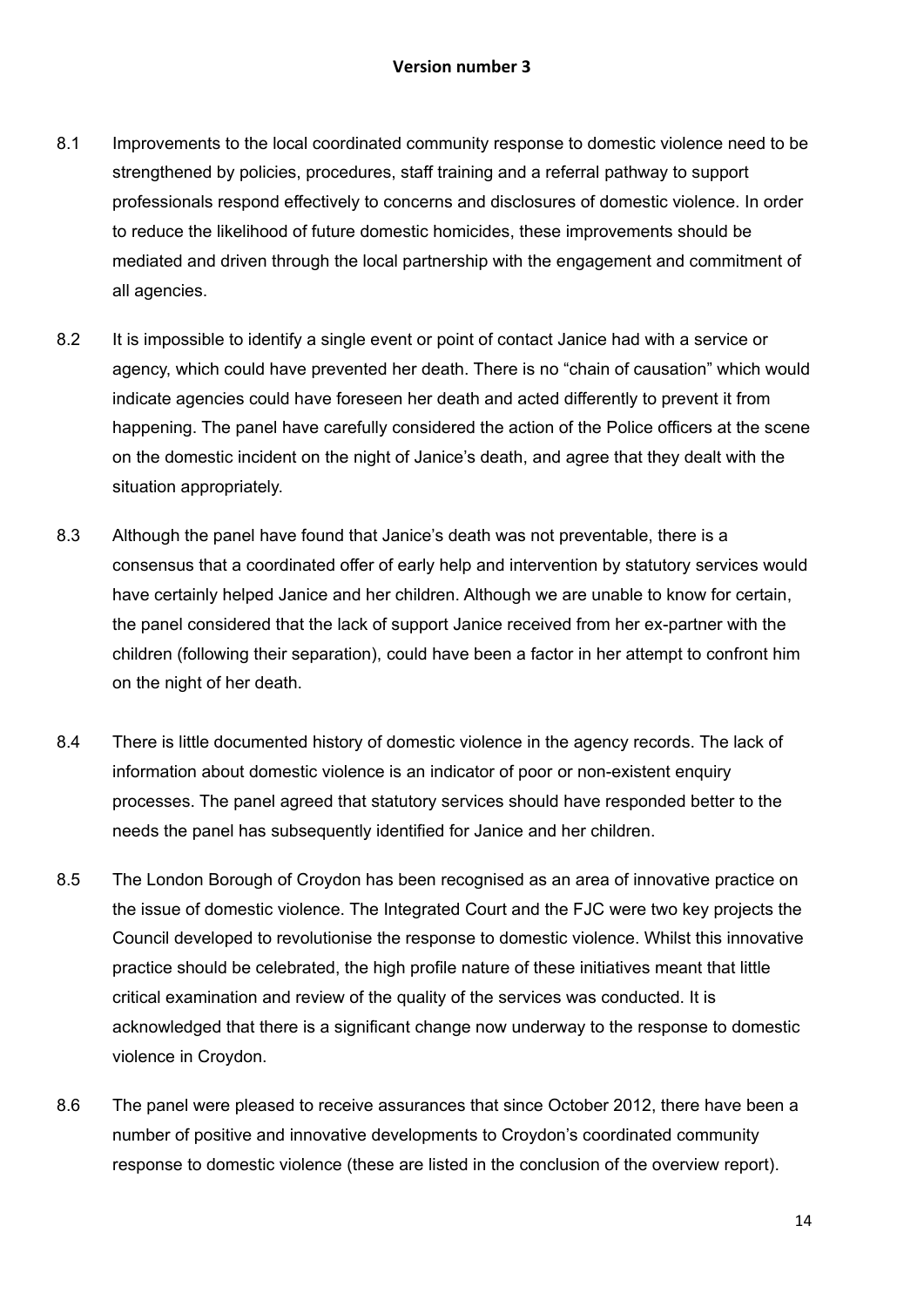8.1 Improvements to the local coordinated community response to domestic violence need to be strengthened by policies, procedures, staff training and a referral pathway to support professionals respond effectively to concerns and disclosures of domestic violence. In order to reduce the likelihood of future domestic homicides, these improvements should be mediated and driven through the local partnership with the engagement and commitment of all agencies.

8.2 It is impossible to identify a single event or point of contact Janice had with a service or agency, which could have prevented her death. There is no "chain of causation" which would indicate agencies could have foreseen her death and acted differently to prevent it from happening. The panel have carefully considered the action of the Police officers at the scene on the domestic incident on the night of Janice's death, and agree that they dealt with the situation appropriately.

8.3 Although the panel have found that Janice's death was not preventable, there is a consensus that a coordinated offer of early help and intervention by statutory services would have certainly helped Janice and her children. Although we are unable to know for certain, the panel considered that the lack of support Janice received from her ex-partner with the children (following their separation), could have been a factor in her attempt to confront him on the night of her death.

8.4 There is little documented history of domestic violence in the agency records. The lack of information about domestic violence is an indicator of poor or non-existent enquiry processes. The panel agreed that statutory services should have responded better to the needs the panel has subsequently identified for Janice and her children.

8.5 The London Borough of Croydon has been recognised as an area of innovative practice on the issue of domestic violence. The Integrated Court and the FJC were two key projects the Council developed to revolutionise the response to domestic violence. Whilst this innovative practice should be celebrated, the high profile nature of these initiatives meant that little critical examination and review of the quality of the services was conducted. It is acknowledged that there is a significant change now underway to the response to domestic violence in Croydon.

8.6 The panel were pleased to receive assurances that since October 2012, there have been a number of positive and innovative developments to Croydon's coordinated community response to domestic violence (these are listed in the conclusion of the overview report).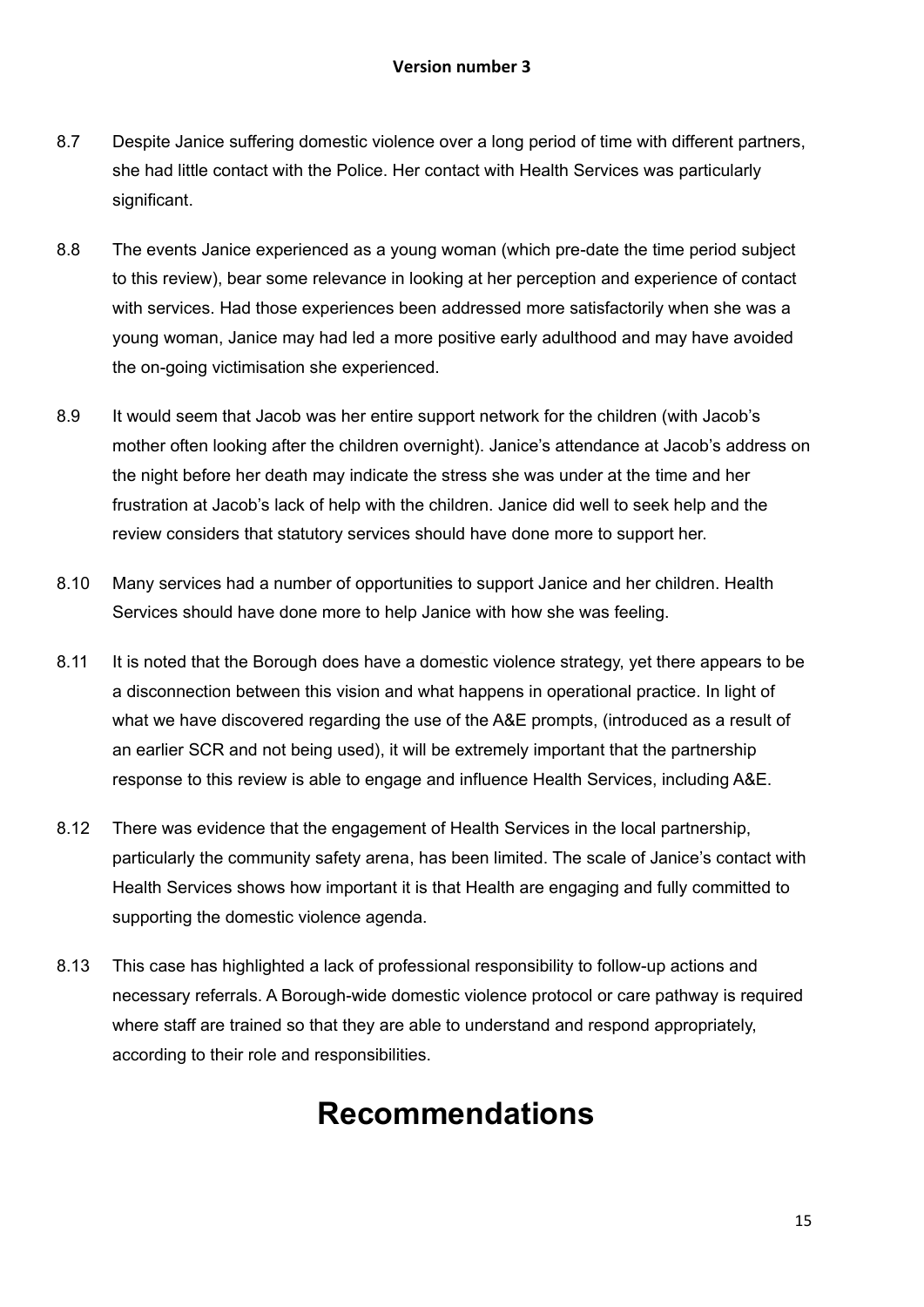8.7 Despite Janice suffering domestic violence over a long period of time with different partners, she had little contact with the Police. Her contact with Health Services was particularly significant.

8.8 The events Janice experienced as a young woman (which pre-date the time period subject to this review), bear some relevance in looking at her perception and experience of contact with services. Had those experiences been addressed more satisfactorily when she was a young woman, Janice may had led a more positive early adulthood and may have avoided the on-going victimisation she experienced.

8.9 It would seem that Jacob was her entire support network for the children (with Jacob's mother often looking after the children overnight). Janice's attendance at Jacob's address on the night before her death may indicate the stress she was under at the time and her frustration at Jacob's lack of help with the children. Janice did well to seek help and the review considers that statutory services should have done more to support her.

8.10 Many services had a number of opportunities to support Janice and her children. Health Services should have done more to help Janice with how she was feeling.

8.11 It is noted that the Borough does have a domestic violence strategy, yet there appears to be a disconnection between this vision and what happens in operational practice. In light of what we have discovered regarding the use of the A&E prompts, (introduced as a result of an earlier SCR and not being used), it will be extremely important that the partnership response to this review is able to engage and influence Health Services, including A&E.

8.12 There was evidence that the engagement of Health Services in the local partnership, particularly the community safety arena, has been limited. The scale of Janice's contact with Health Services shows how important it is that Health are engaging and fully committed to supporting the domestic violence agenda.

8.13 This case has highlighted a lack of professional responsibility to follow-up actions and necessary referrals. A Borough-wide domestic violence protocol or care pathway is required where staff are trained so that they are able to understand and respond appropriately, according to their role and responsibilities.

# Recommendations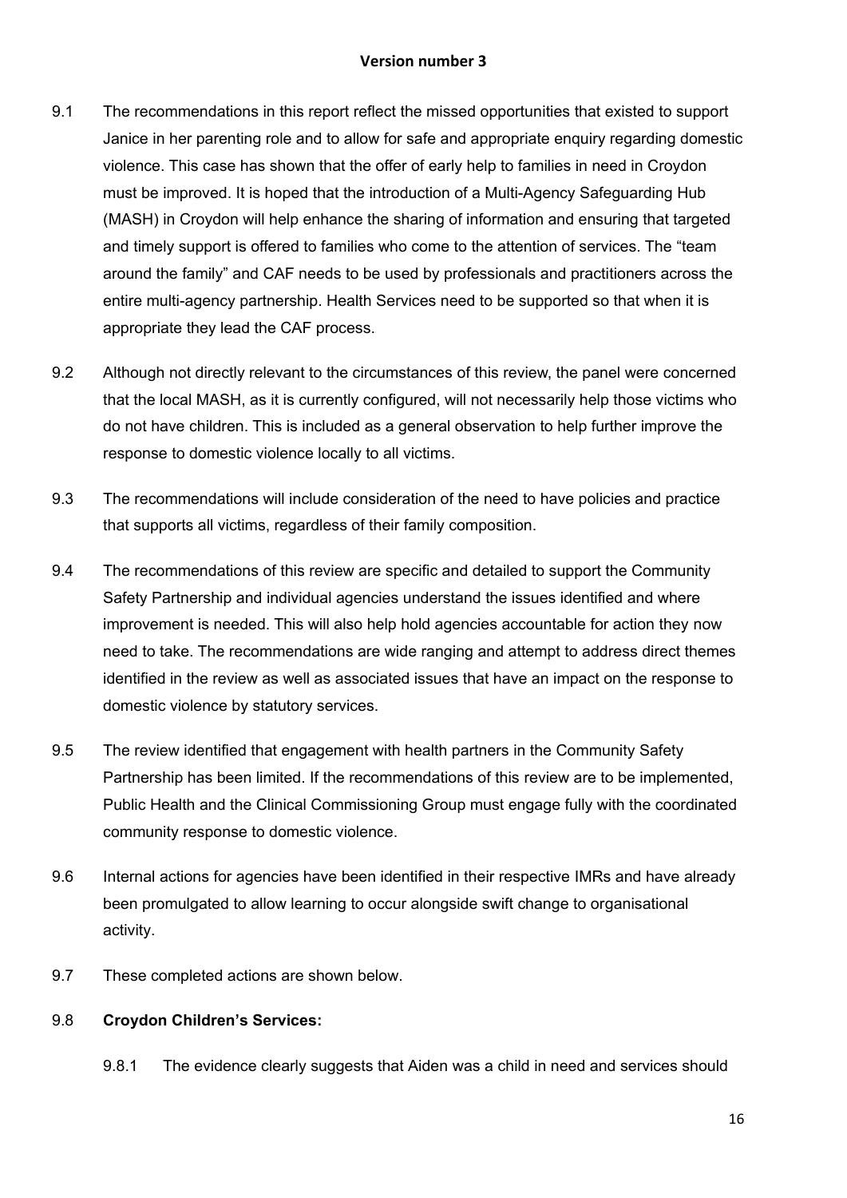9.1 The recommendations in this report reflect the missed opportunities that existed to support Janice in her parenting role and to allow for safe and appropriate enquiry regarding domestic violence. This case has shown that the offer of early help to families in need in Croydon must be improved. It is hoped that the introduction of a Multi-Agency Safeguarding Hub (MASH) in Croydon will help enhance the sharing of information and ensuring that targeted and timely support is offered to families who come to the attention of services. The "team around the family" and CAF needs to be used by professionals and practitioners across the entire multi-agency partnership. Health Services need to be supported so that when it is appropriate they lead the CAF process.

9.2 Although not directly relevant to the circumstances of this review, the panel were concerned that the local MASH, as it is currently configured, will not necessarily help those victims who do not have children. This is included as a general observation to help further improve the response to domestic violence locally to all victims.

9.3 The recommendations will include consideration of the need to have policies and practice that supports all victims, regardless of their family composition.

9.4 The recommendations of this review are specific and detailed to support the Community Safety Partnership and individual agencies understand the issues identified and where improvement is needed. This will also help hold agencies accountable for action they now need to take. The recommendations are wide ranging and attempt to address direct themes identified in the review as well as associated issues that have an impact on the response to domestic violence by statutory services.

9.5 The review identified that engagement with health partners in the Community Safety Partnership has been limited. If the recommendations of this review are to be implemented, Public Health and the Clinical Commissioning Group must engage fully with the coordinated community response to domestic violence.

9.6 Internal actions for agencies have been identified in their respective IMRs and have already been promulgated to allow learning to occur alongside swift change to organisational activity.

9.7 These completed actions are shown below.

9.8 **Croydon Children's Services:**

9.8.1 The evidence clearly suggests that Aiden was a child in need and services should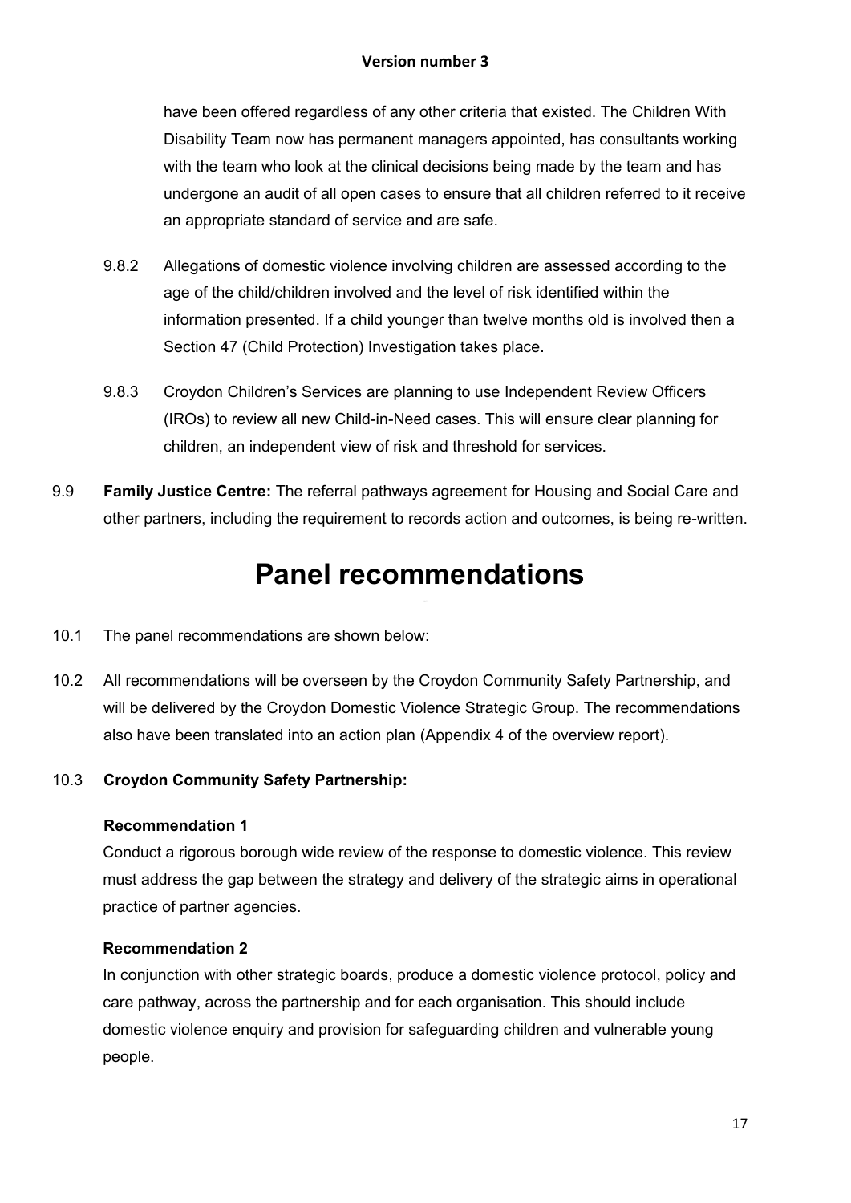have been offered regardless of any other criteria that existed. The Children With Disability Team now has permanent managers appointed, has consultants working with the team who look at the clinical decisions being made by the team and has undergone an audit of all open cases to ensure that all children referred to it receive an appropriate standard of service and are safe.

9.8.2 Allegations of domestic violence involving children are assessed according to the age of the child/children involved and the level of risk identified within the information presented. If a child younger than twelve months old is involved then a Section 47 (Child Protection) Investigation takes place.

9.8.3 Croydon Children's Services are planning to use Independent Review Officers (IROs) to review all new Child-in-Need cases. This will ensure clear planning for children, an independent view of risk and threshold for services.

9.9 **Family Justice Centre:** The referral pathways agreement for Housing and Social Care and other partners, including the requirement to records action and outcomes, is being re-written.

# Panel recommendations

10.1 The panel recommendations are shown below:

10.2 All recommendations will be overseen by the Croydon Community Safety Partnership, and will be delivered by the Croydon Domestic Violence Strategic Group. The recommendations also have been translated into an action plan (Appendix 4 of the overview report).

10.3 **Croydon Community Safety Partnership:**

**Recommendation 1**

Conduct a rigorous borough wide review of the response to domestic violence. This review must address the gap between the strategy and delivery of the strategic aims in operational practice of partner agencies.

**Recommendation 2**

In conjunction with other strategic boards, produce a domestic violence protocol, policy and care pathway, across the partnership and for each organisation. This should include domestic violence enquiry and provision for safeguarding children and vulnerable young people.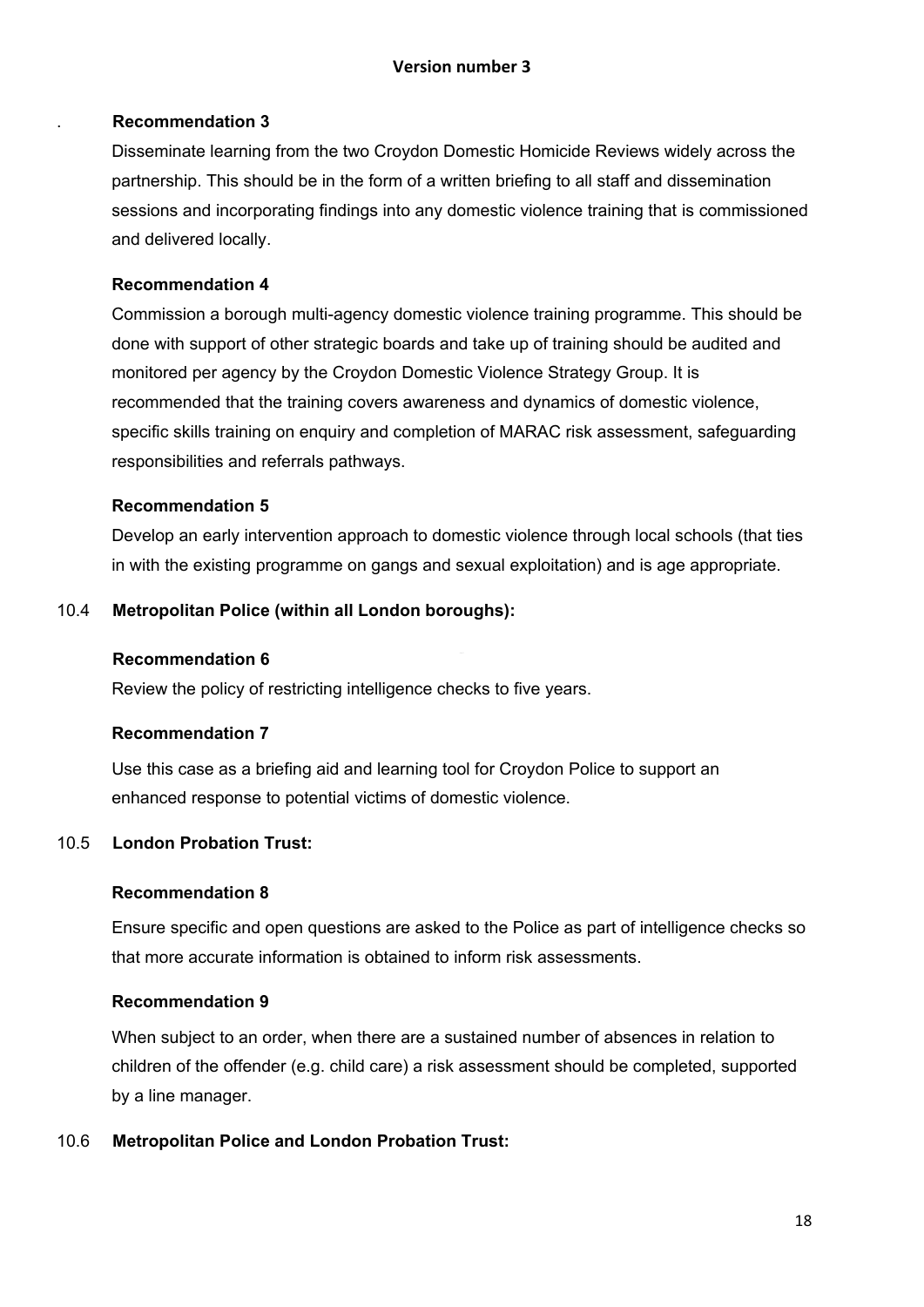**Recommendation 3**

Disseminate learning from the two Croydon Domestic Homicide Reviews widely across the partnership. This should be in the form of a written briefing to all staff and dissemination sessions and incorporating findings into any domestic violence training that is commissioned and delivered locally.

**Recommendation 4**

Commission a borough multi-agency domestic violence training programme. This should be done with support of other strategic boards and take up of training should be audited and monitored per agency by the Croydon Domestic Violence Strategy Group. It is recommended that the training covers awareness and dynamics of domestic violence, specific skills training on enquiry and completion of MARAC risk assessment, safeguarding responsibilities and referrals pathways.

**Recommendation 5**

Develop an early intervention approach to domestic violence through local schools (that ties in with the existing programme on gangs and sexual exploitation) and is age appropriate.

10.4 **Metropolitan Police (within all London boroughs):**

**Recommendation 6**

Review the policy of restricting intelligence checks to five years.

**Recommendation 7**

Use this case as a briefing aid and learning tool for Croydon Police to support an enhanced response to potential victims of domestic violence.

10.5 **London Probation Trust:**

**Recommendation 8**

Ensure specific and open questions are asked to the Police as part of intelligence checks so that more accurate information is obtained to inform risk assessments.

**Recommendation 9**

When subject to an order, when there are a sustained number of absences in relation to children of the offender (e.g. child care) a risk assessment should be completed, supported by a line manager.

10.6 **Metropolitan Police and London Probation Trust:**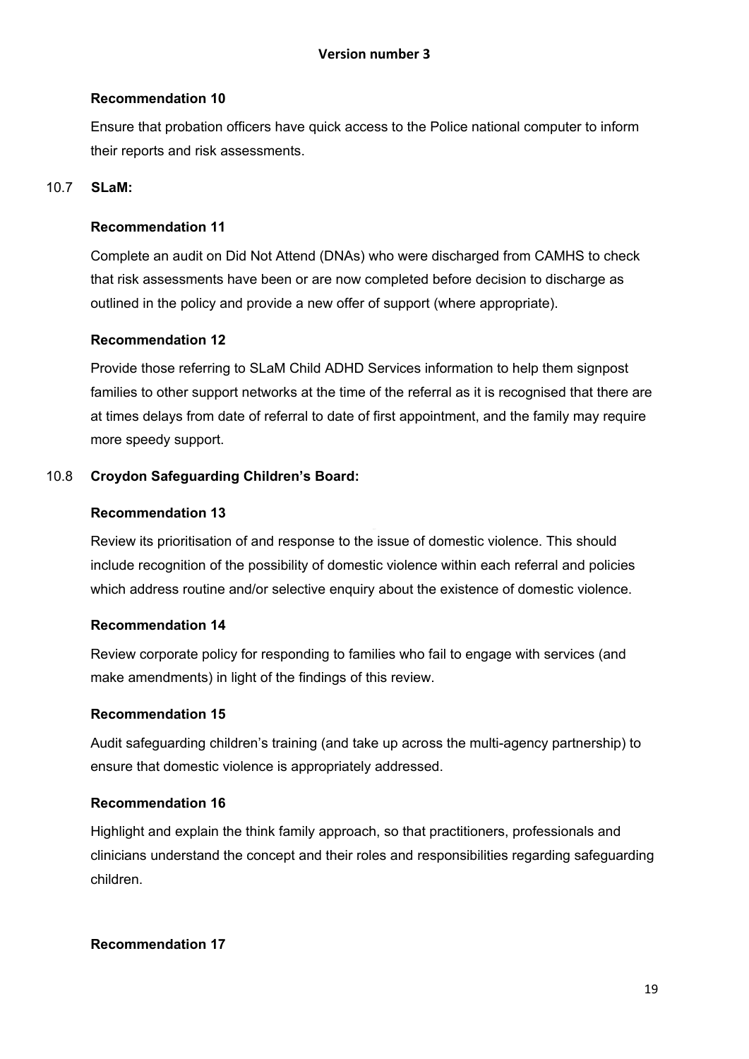**Recommendation 10**

Ensure that probation officers have quick access to the Police national computer to inform their reports and risk assessments.

10.7 **SLaM:**

**Recommendation 11**

Complete an audit on Did Not Attend (DNAs) who were discharged from CAMHS to check that risk assessments have been or are now completed before decision to discharge as outlined in the policy and provide a new offer of support (where appropriate).

**Recommendation 12**

Provide those referring to SLaM Child ADHD Services information to help them signpost families to other support networks at the time of the referral as it is recognised that there are at times delays from date of referral to date of first appointment, and the family may require more speedy support.

10.8 **Croydon Safeguarding Children's Board:**

**Recommendation 13**

Review its prioritisation of and response to the issue of domestic violence. This should include recognition of the possibility of domestic violence within each referral and policies which address routine and/or selective enquiry about the existence of domestic violence.

**Recommendation 14**

Review corporate policy for responding to families who fail to engage with services (and make amendments) in light of the findings of this review.

**Recommendation 15**

Audit safeguarding children's training (and take up across the multi-agency partnership) to ensure that domestic violence is appropriately addressed.

**Recommendation 16**

Highlight and explain the think family approach, so that practitioners, professionals and clinicians understand the concept and their roles and responsibilities regarding safeguarding children.

**Recommendation 17**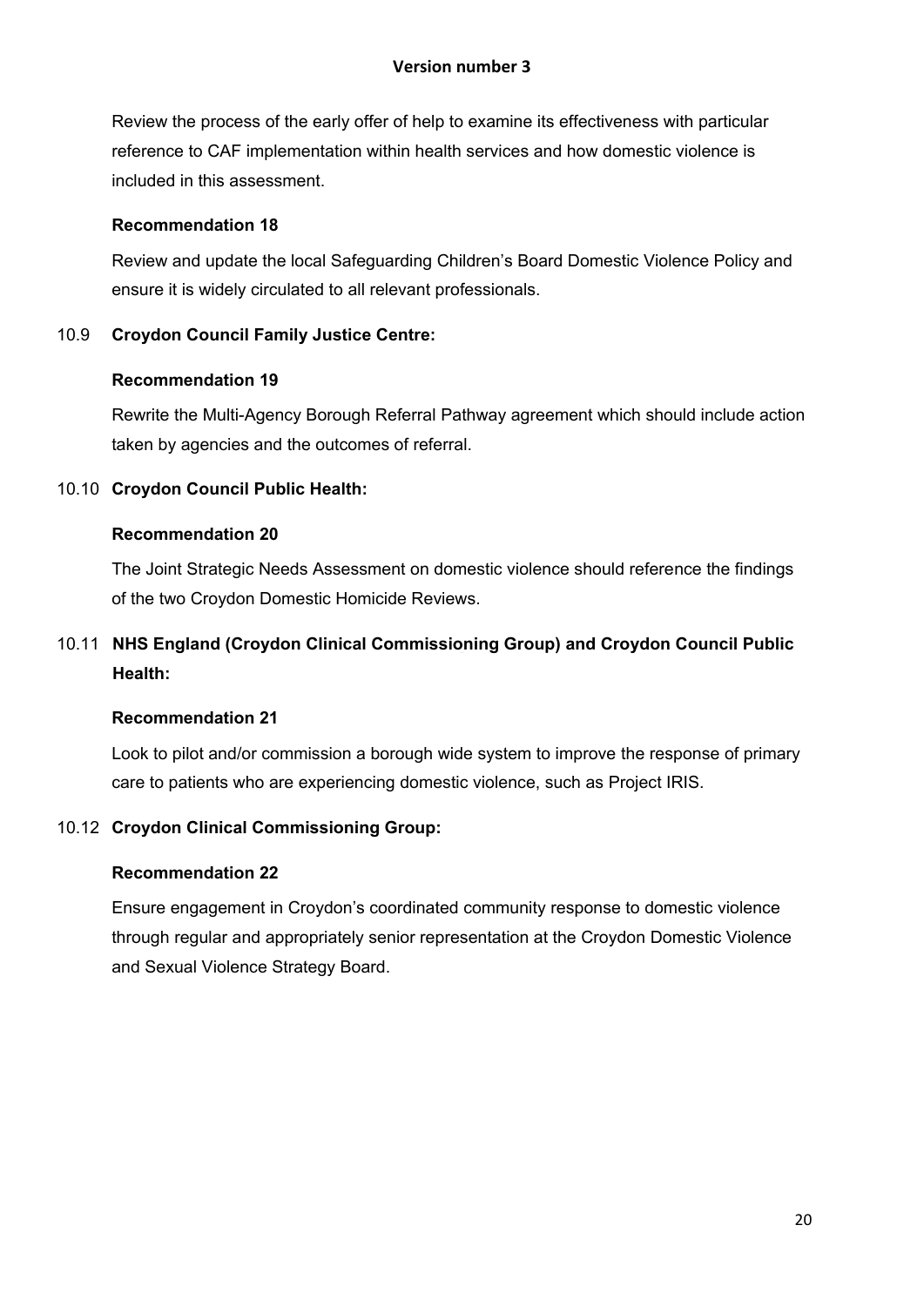Review the process of the early offer of help to examine its effectiveness with particular reference to CAF implementation within health services and how domestic violence is included in this assessment.

**Recommendation 18**

Review and update the local Safeguarding Children's Board Domestic Violence Policy and ensure it is widely circulated to all relevant professionals.

10.9 **Croydon Council Family Justice Centre:**

**Recommendation 19**

Rewrite the Multi-Agency Borough Referral Pathway agreement which should include action taken by agencies and the outcomes of referral.

10.10 **Croydon Council Public Health:**

**Recommendation 20**

The Joint Strategic Needs Assessment on domestic violence should reference the findings of the two Croydon Domestic Homicide Reviews.

10.11 **NHS England (Croydon Clinical Commissioning Group) and Croydon Council Public Health:**

**Recommendation 21**

Look to pilot and/or commission a borough wide system to improve the response of primary care to patients who are experiencing domestic violence, such as Project IRIS.

10.12 **Croydon Clinical Commissioning Group:**

**Recommendation 22**

Ensure engagement in Croydon's coordinated community response to domestic violence through regular and appropriately senior representation at the Croydon Domestic Violence and Sexual Violence Strategy Board.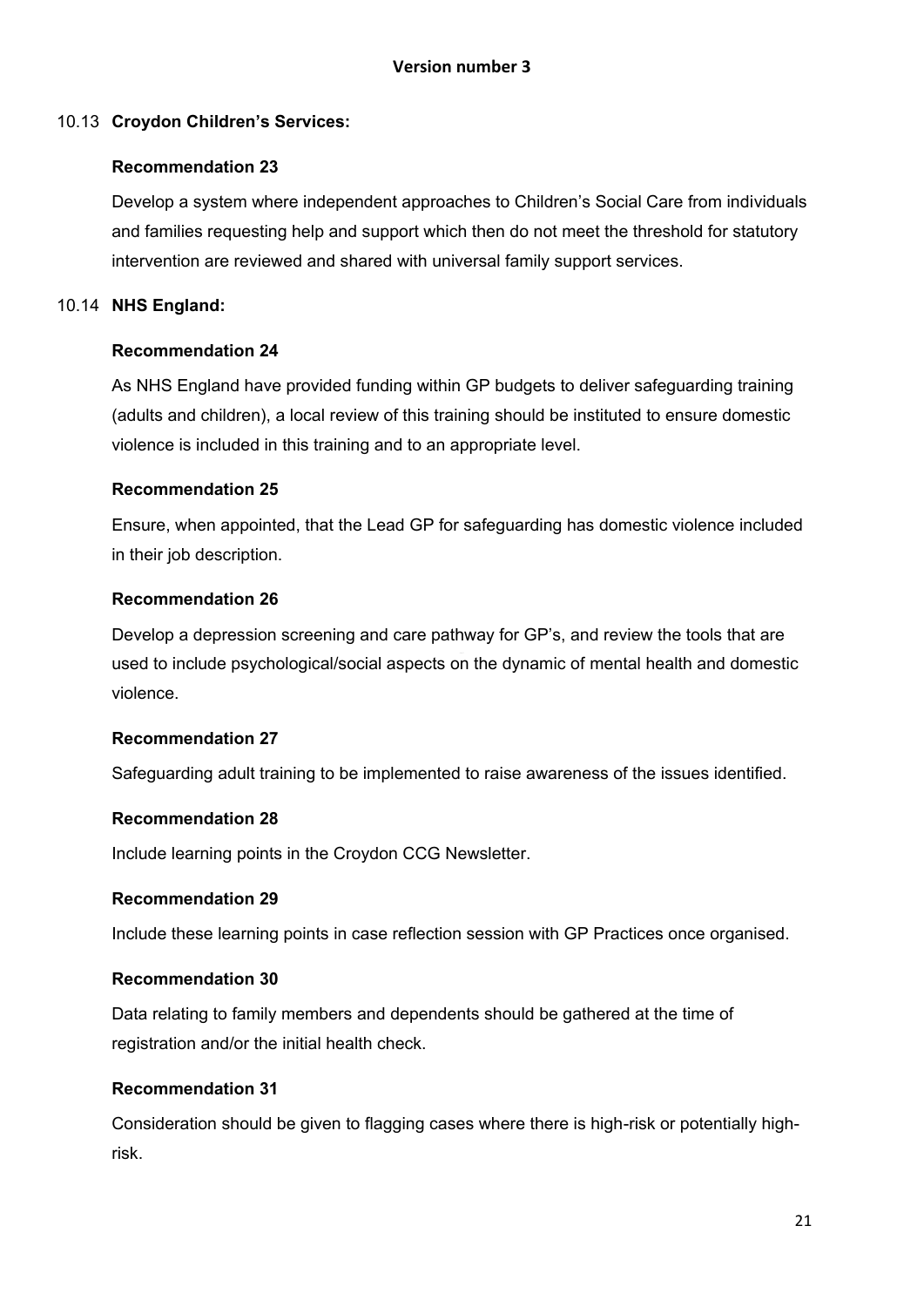10.13 **Croydon Children's Services:**

**Recommendation 23**

Develop a system where independent approaches to Children's Social Care from individuals and families requesting help and support which then do not meet the threshold for statutory intervention are reviewed and shared with universal family support services.

10.14 **NHS England:**

**Recommendation 24**

As NHS England have provided funding within GP budgets to deliver safeguarding training (adults and children), a local review of this training should be instituted to ensure domestic violence is included in this training and to an appropriate level.

**Recommendation 25**

Ensure, when appointed, that the Lead GP for safeguarding has domestic violence included in their job description.

**Recommendation 26**

Develop a depression screening and care pathway for GP's, and review the tools that are used to include psychological/social aspects on the dynamic of mental health and domestic violence.

**Recommendation 27**

Safeguarding adult training to be implemented to raise awareness of the issues identified.

**Recommendation 28**

Include learning points in the Croydon CCG Newsletter.

**Recommendation 29**

Include these learning points in case reflection session with GP Practices once organised.

**Recommendation 30**

Data relating to family members and dependents should be gathered at the time of registration and/or the initial health check.

**Recommendation 31**

Consideration should be given to flagging cases where there is high-risk or potentially high-risk.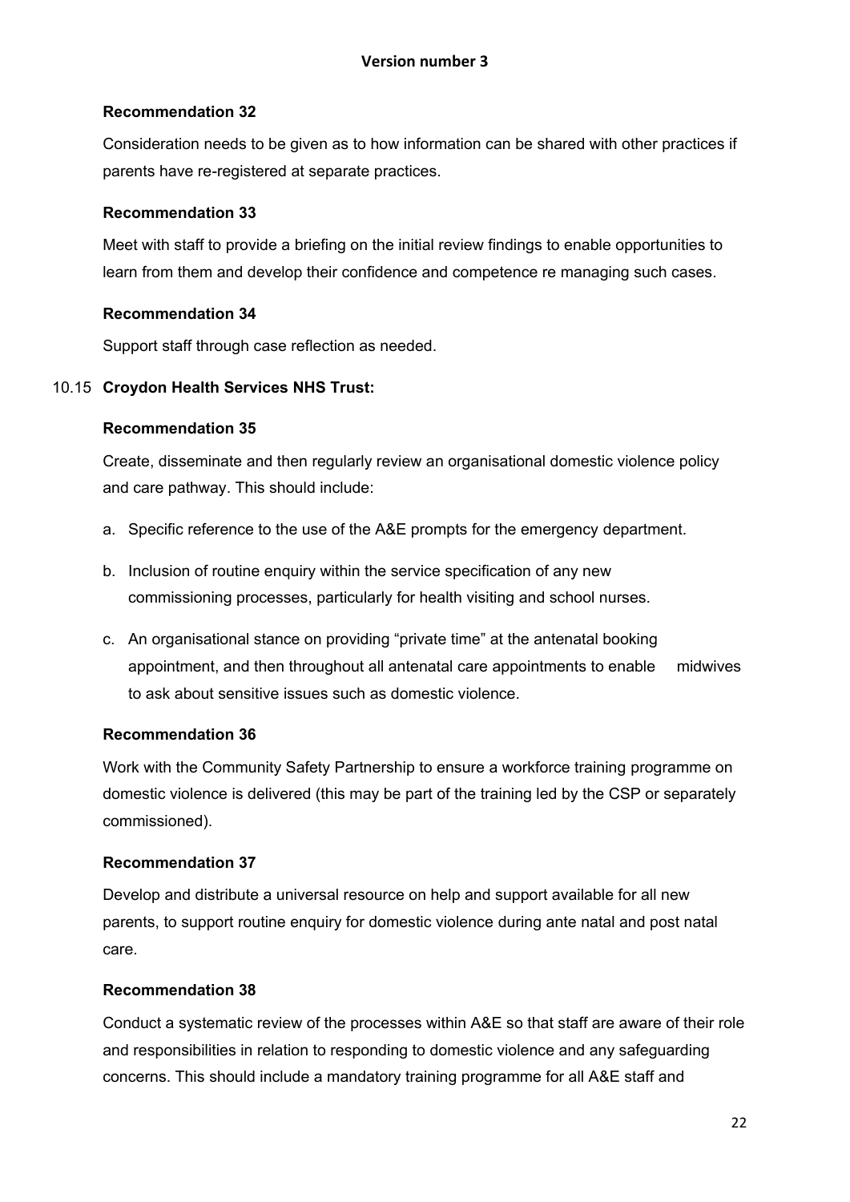**Recommendation 32**

Consideration needs to be given as to how information can be shared with other practices if parents have re-registered at separate practices.

**Recommendation 33**

Meet with staff to provide a briefing on the initial review findings to enable opportunities to learn from them and develop their confidence and competence re managing such cases.

**Recommendation 34**

Support staff through case reflection as needed.

10.15 **Croydon Health Services NHS Trust:**

**Recommendation 35**

Create, disseminate and then regularly review an organisational domestic violence policy and care pathway. This should include:

a. Specific reference to the use of the A&E prompts for the emergency department.

b. Inclusion of routine enquiry within the service specification of any new commissioning processes, particularly for health visiting and school nurses.

c. An organisational stance on providing "private time" at the antenatal booking appointment, and then throughout all antenatal care appointments to enable midwives to ask about sensitive issues such as domestic violence.

**Recommendation 36**

Work with the Community Safety Partnership to ensure a workforce training programme on domestic violence is delivered (this may be part of the training led by the CSP or separately commissioned).

**Recommendation 37**

Develop and distribute a universal resource on help and support available for all new parents, to support routine enquiry for domestic violence during ante natal and post natal care.

**Recommendation 38**

Conduct a systematic review of the processes within A&E so that staff are aware of their role and responsibilities in relation to responding to domestic violence and any safeguarding concerns. This should include a mandatory training programme for all A&E staff and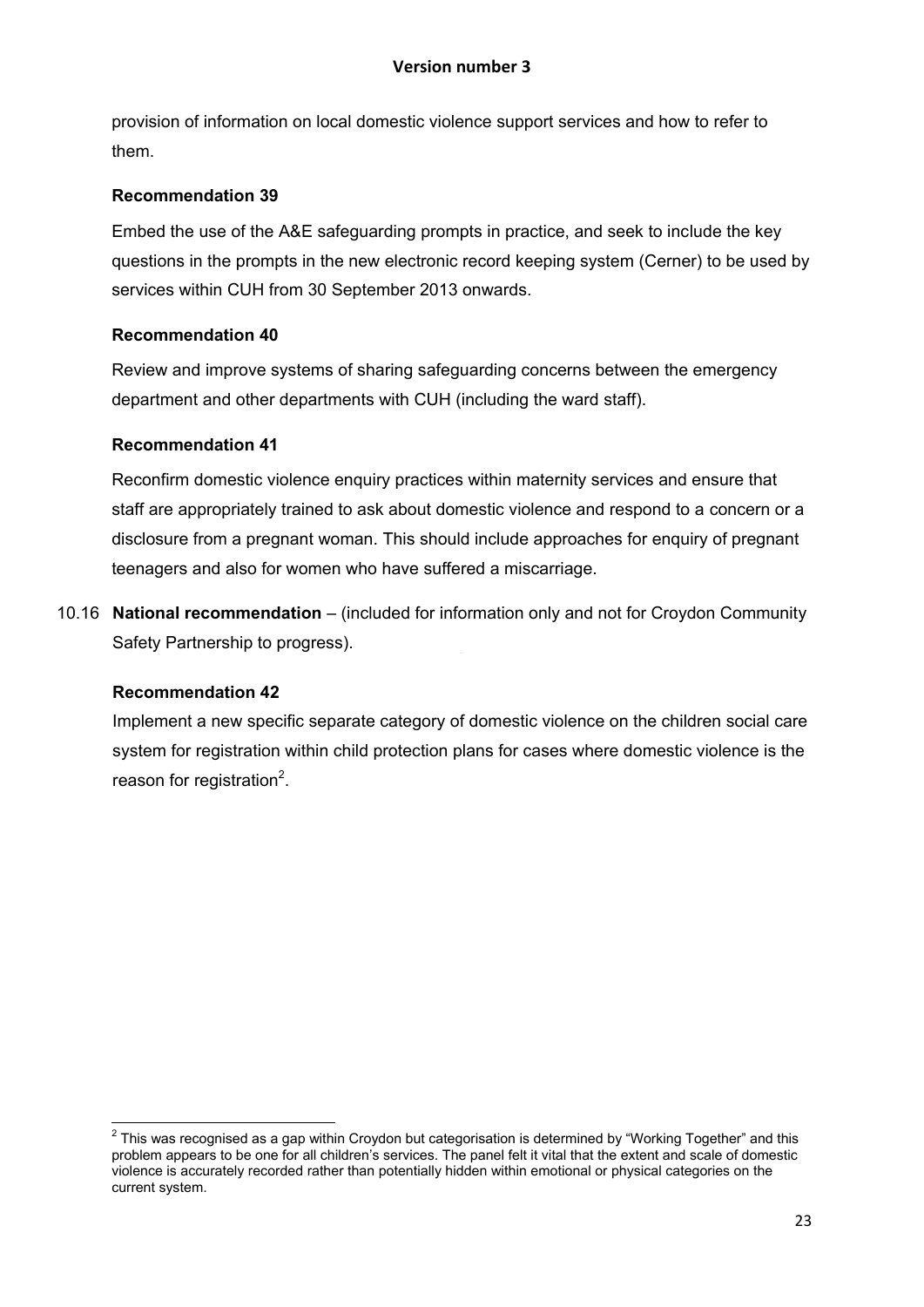provision of information on local domestic violence support services and how to refer to them.

**Recommendation 39**

Embed the use of the A&E safeguarding prompts in practice, and seek to include the key questions in the prompts in the new electronic record keeping system (Cerner) to be used by services within CUH from 30 September 2013 onwards.

**Recommendation 40**

Review and improve systems of sharing safeguarding concerns between the emergency department and other departments with CUH (including the ward staff).

**Recommendation 41**

Reconfirm domestic violence enquiry practices within maternity services and ensure that staff are appropriately trained to ask about domestic violence and respond to a concern or a disclosure from a pregnant woman. This should include approaches for enquiry of pregnant teenagers and also for women who have suffered a miscarriage.

10.16 **National recommendation** – (included for information only and not for Croydon Community Safety Partnership to progress).

**Recommendation 42**

Implement a new specific separate category of domestic violence on the children social care system for registration within child protection plans for cases where domestic violence is the reason for registration[2].

---

[2] This was recognised as a gap within Croydon but categorisation is determined by "Working Together" and this problem appears to be one for all children's services. The panel felt it vital that the extent and scale of domestic violence is accurately recorded rather than potentially hidden within emotional or physical categories on the current system.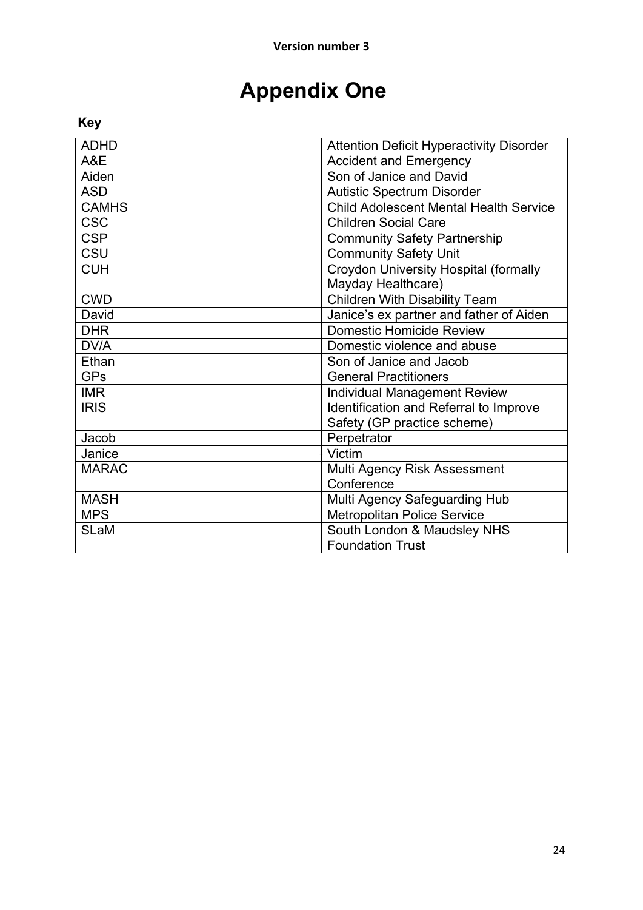# Appendix One

**Key**

| | |
|---|---|
| ADHD | Attention Deficit Hyperactivity Disorder |
| A&E | Accident and Emergency |
| Aiden | Son of Janice and David |
| ASD | Autistic Spectrum Disorder |
| CAMHS | Child Adolescent Mental Health Service |
| CSC | Children Social Care |
| CSP | Community Safety Partnership |
| CSU | Community Safety Unit |
| CUH | Croydon University Hospital (formally Mayday Healthcare) |
| CWD | Children With Disability Team |
| David | Janice's ex partner and father of Aiden |
| DHR | Domestic Homicide Review |
| DV/A | Domestic violence and abuse |
| Ethan | Son of Janice and Jacob |
| GPs | General Practitioners |
| IMR | Individual Management Review |
| IRIS | Identification and Referral to Improve Safety (GP practice scheme) |
| Jacob | Perpetrator |
| Janice | Victim |
| MARAC | Multi Agency Risk Assessment Conference |
| MASH | Multi Agency Safeguarding Hub |
| MPS | Metropolitan Police Service |
| SLaM | South London & Maudsley NHS Foundation Trust |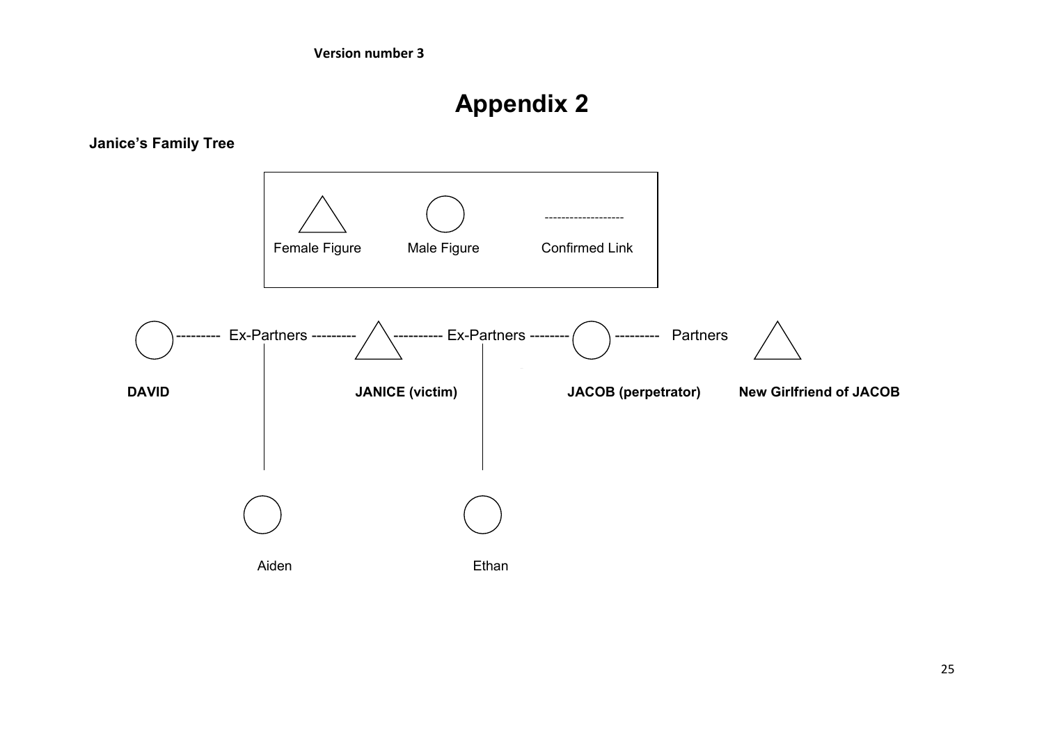**Version number 3**

# Appendix 2

**Janice's Family Tree**

Female Figure

Male Figure

Confirmed Link

Ex-Partners

Ex-Partners

Partners

**DAVID**

**JANICE (victim)**

**JACOB (perpetrator)**

**New Girlfriend of JACOB**

Aiden

Ethan